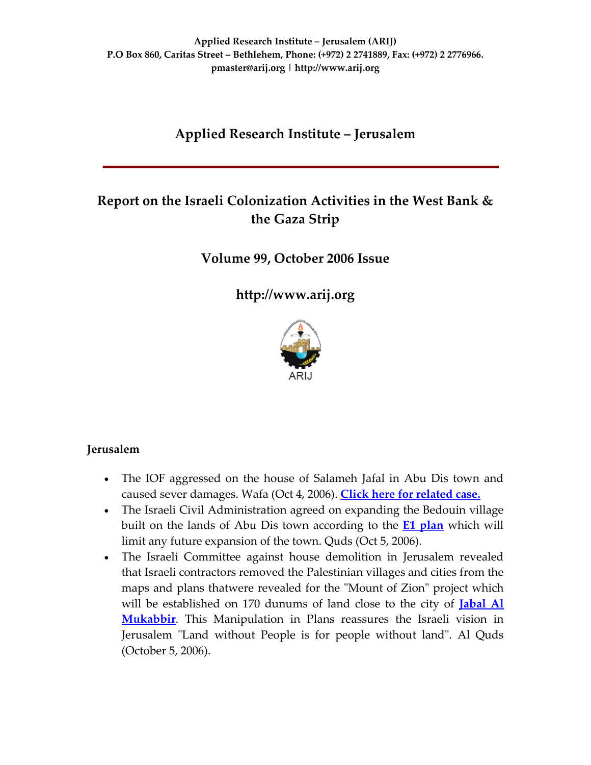Applied Research Institute – Jerusalem (ARIJ)
P.O Box 860, Caritas Street – Bethlehem, Phone: (+972) 2 2741889, Fax: (+972) 2 2776966.
pmaster@arij.org | http://www.arij.org

# Applied Research Institute – Jerusalem

## Report on the Israeli Colonization Activities in the West Bank & the Gaza Strip

## Volume 99, October 2006 Issue

## http://www.arij.org

ARIJ

### Jerusalem

- The IOF aggressed on the house of Salameh Jafal in Abu Dis town and caused sever damages. Wafa (Oct 4, 2006). **Click here for related case.**
- The Israeli Civil Administration agreed on expanding the Bedouin village built on the lands of Abu Dis town according to the **E1 plan** which will limit any future expansion of the town. Quds (Oct 5, 2006).
- The Israeli Committee against house demolition in Jerusalem revealed that Israeli contractors removed the Palestinian villages and cities from the maps and plans thatwere revealed for the "Mount of Zion" project which will be established on 170 dunums of land close to the city of **Jabal Al Mukabbir**. This Manipulation in Plans reassures the Israeli vision in Jerusalem "Land without People is for people without land". Al Quds (October 5, 2006).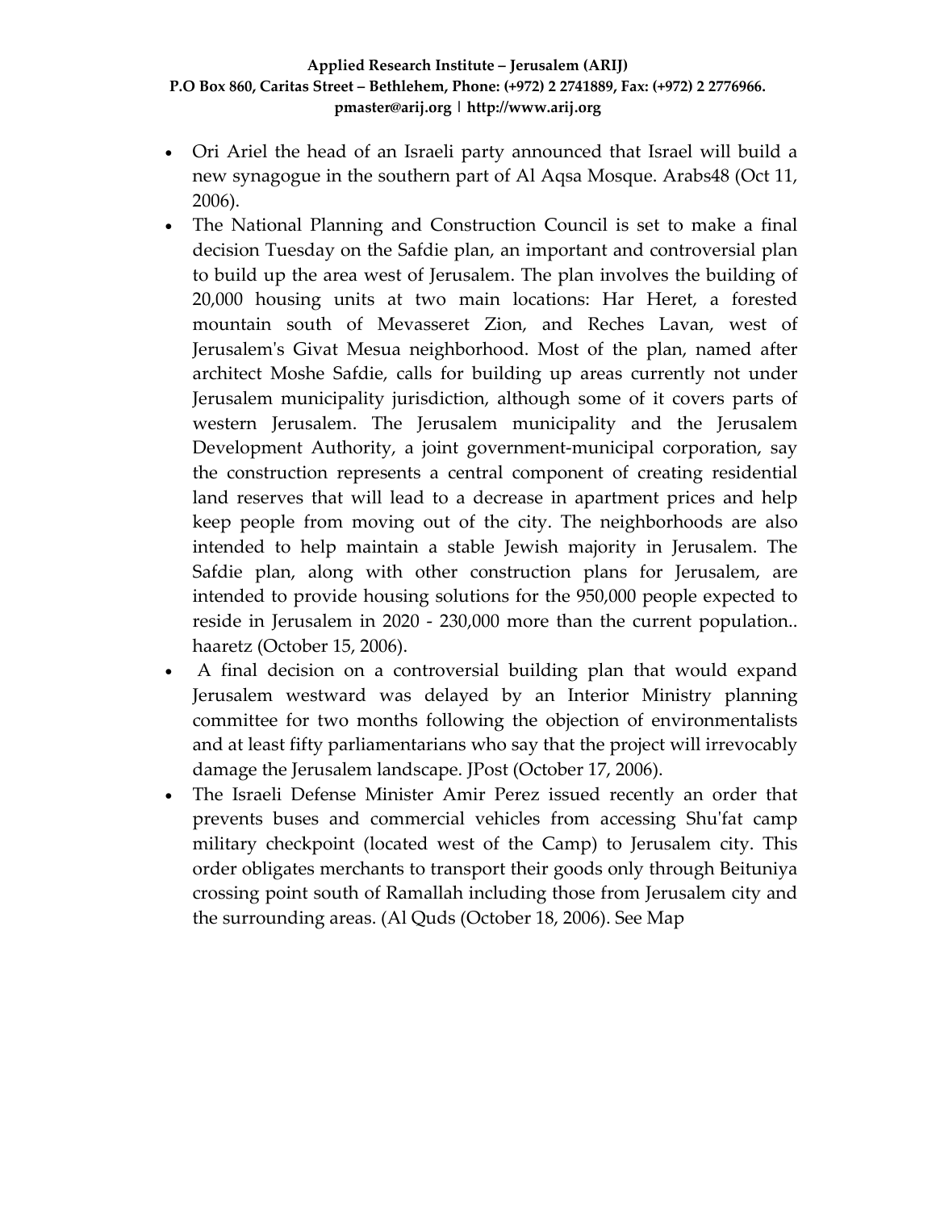- Ori Ariel the head of an Israeli party announced that Israel will build a new synagogue in the southern part of Al Aqsa Mosque. Arabs48 (Oct 11, 2006).
- The National Planning and Construction Council is set to make a final decision Tuesday on the Safdie plan, an important and controversial plan to build up the area west of Jerusalem. The plan involves the building of 20,000 housing units at two main locations: Har Heret, a forested mountain south of Mevasseret Zion, and Reches Lavan, west of Jerusalem's Givat Mesua neighborhood. Most of the plan, named after architect Moshe Safdie, calls for building up areas currently not under Jerusalem municipality jurisdiction, although some of it covers parts of western Jerusalem. The Jerusalem municipality and the Jerusalem Development Authority, a joint government-municipal corporation, say the construction represents a central component of creating residential land reserves that will lead to a decrease in apartment prices and help keep people from moving out of the city. The neighborhoods are also intended to help maintain a stable Jewish majority in Jerusalem. The Safdie plan, along with other construction plans for Jerusalem, are intended to provide housing solutions for the 950,000 people expected to reside in Jerusalem in 2020 - 230,000 more than the current population.. haaretz (October 15, 2006).
- A final decision on a controversial building plan that would expand Jerusalem westward was delayed by an Interior Ministry planning committee for two months following the objection of environmentalists and at least fifty parliamentarians who say that the project will irrevocably damage the Jerusalem landscape. JPost (October 17, 2006).
- The Israeli Defense Minister Amir Perez issued recently an order that prevents buses and commercial vehicles from accessing Shu'fat camp military checkpoint (located west of the Camp) to Jerusalem city. This order obligates merchants to transport their goods only through Beituniya crossing point south of Ramallah including those from Jerusalem city and the surrounding areas. (Al Quds (October 18, 2006). See Map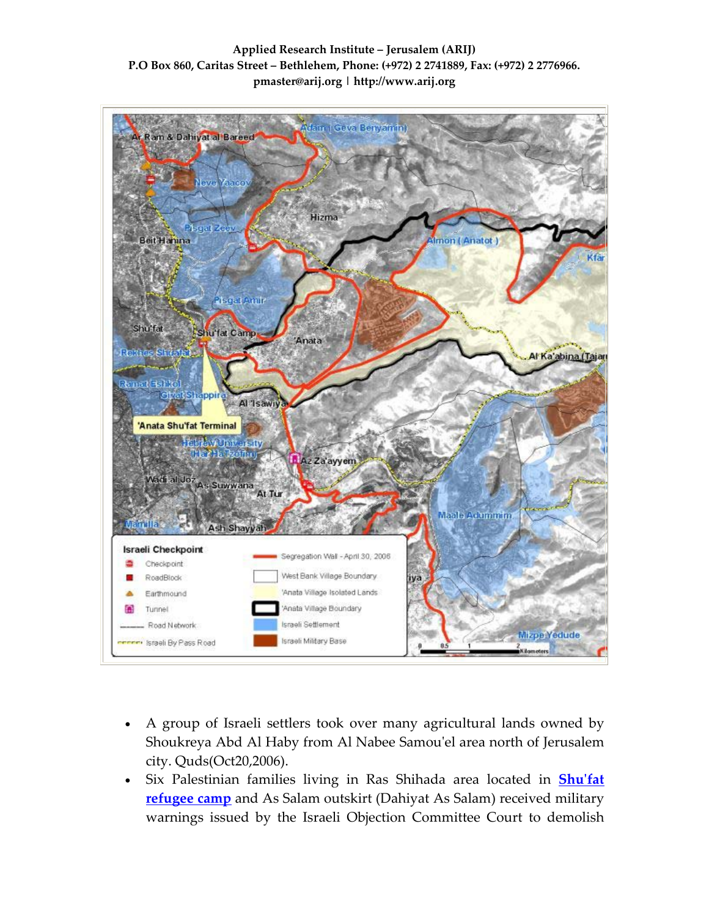- A group of Israeli settlers took over many agricultural lands owned by Shoukreya Abd Al Haby from Al Nabee Samou'el area north of Jerusalem city. Quds(Oct20,2006).
- Six Palestinian families living in Ras Shihada area located in **Shu'fat refugee camp** and As Salam outskirt (Dahiyat As Salam) received military warnings issued by the Israeli Objection Committee Court to demolish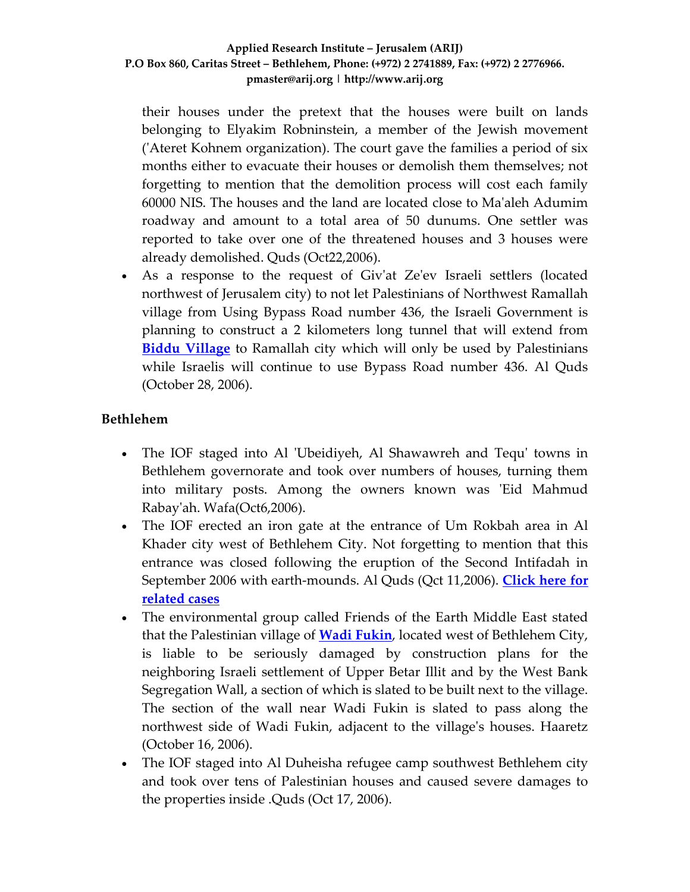their houses under the pretext that the houses were built on lands belonging to Elyakim Robninstein, a member of the Jewish movement ('Ateret Kohnem organization). The court gave the families a period of six months either to evacuate their houses or demolish them themselves; not forgetting to mention that the demolition process will cost each family 60000 NIS. The houses and the land are located close to Ma'aleh Adumim roadway and amount to a total area of 50 dunums. One settler was reported to take over one of the threatened houses and 3 houses were already demolished. Quds (Oct22,2006).

- As a response to the request of Giv'at Ze'ev Israeli settlers (located northwest of Jerusalem city) to not let Palestinians of Northwest Ramallah village from Using Bypass Road number 436, the Israeli Government is planning to construct a 2 kilometers long tunnel that will extend from **Biddu Village** to Ramallah city which will only be used by Palestinians while Israelis will continue to use Bypass Road number 436. Al Quds (October 28, 2006).

## Bethlehem

- The IOF staged into Al 'Ubeidiyeh, Al Shawawreh and Tequ' towns in Bethlehem governorate and took over numbers of houses, turning them into military posts. Among the owners known was 'Eid Mahmud Rabay'ah. Wafa(Oct6,2006).
- The IOF erected an iron gate at the entrance of Um Rokbah area in Al Khader city west of Bethlehem City. Not forgetting to mention that this entrance was closed following the eruption of the Second Intifadah in September 2006 with earth-mounds. Al Quds (Qct 11,2006). **Click here for related cases**
- The environmental group called Friends of the Earth Middle East stated that the Palestinian village of **Wadi Fukin**, located west of Bethlehem City, is liable to be seriously damaged by construction plans for the neighboring Israeli settlement of Upper Betar Illit and by the West Bank Segregation Wall, a section of which is slated to be built next to the village. The section of the wall near Wadi Fukin is slated to pass along the northwest side of Wadi Fukin, adjacent to the village's houses. Haaretz (October 16, 2006).
- The IOF staged into Al Duheisha refugee camp southwest Bethlehem city and took over tens of Palestinian houses and caused severe damages to the properties inside .Quds (Oct 17, 2006).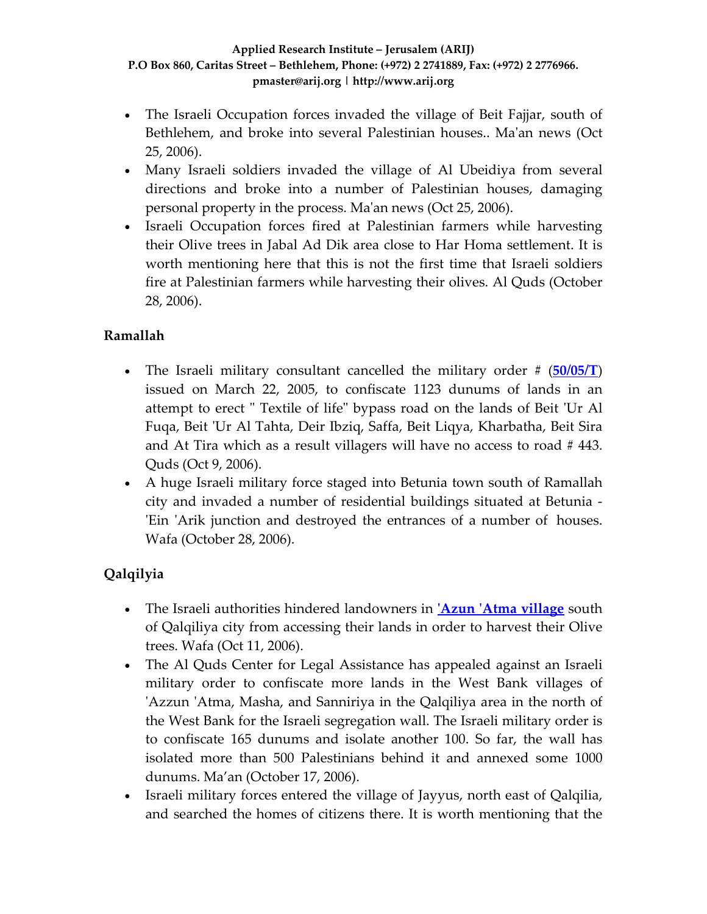- The Israeli Occupation forces invaded the village of Beit Fajjar, south of Bethlehem, and broke into several Palestinian houses.. Ma'an news (Oct 25, 2006).
- Many Israeli soldiers invaded the village of Al Ubeidiya from several directions and broke into a number of Palestinian houses, damaging personal property in the process. Ma'an news (Oct 25, 2006).
- Israeli Occupation forces fired at Palestinian farmers while harvesting their Olive trees in Jabal Ad Dik area close to Har Homa settlement. It is worth mentioning here that this is not the first time that Israeli soldiers fire at Palestinian farmers while harvesting their olives. Al Quds (October 28, 2006).

**Ramallah**

- The Israeli military consultant cancelled the military order # (**50/05/T**) issued on March 22, 2005, to confiscate 1123 dunums of lands in an attempt to erect " Textile of life" bypass road on the lands of Beit 'Ur Al Fuqa, Beit 'Ur Al Tahta, Deir Ibziq, Saffa, Beit Liqya, Kharbatha, Beit Sira and At Tira which as a result villagers will have no access to road # 443. Quds (Oct 9, 2006).
- A huge Israeli military force staged into Betunia town south of Ramallah city and invaded a number of residential buildings situated at Betunia - 'Ein 'Arik junction and destroyed the entrances of a number of houses. Wafa (October 28, 2006).

**Qalqilyia**

- The Israeli authorities hindered landowners in **'Azun 'Atma village** south of Qalqiliya city from accessing their lands in order to harvest their Olive trees. Wafa (Oct 11, 2006).
- The Al Quds Center for Legal Assistance has appealed against an Israeli military order to confiscate more lands in the West Bank villages of 'Azzun 'Atma, Masha, and Sanniriya in the Qalqiliya area in the north of the West Bank for the Israeli segregation wall. The Israeli military order is to confiscate 165 dunums and isolate another 100. So far, the wall has isolated more than 500 Palestinians behind it and annexed some 1000 dunums. Ma'an (October 17, 2006).
- Israeli military forces entered the village of Jayyus, north east of Qalqilia, and searched the homes of citizens there. It is worth mentioning that the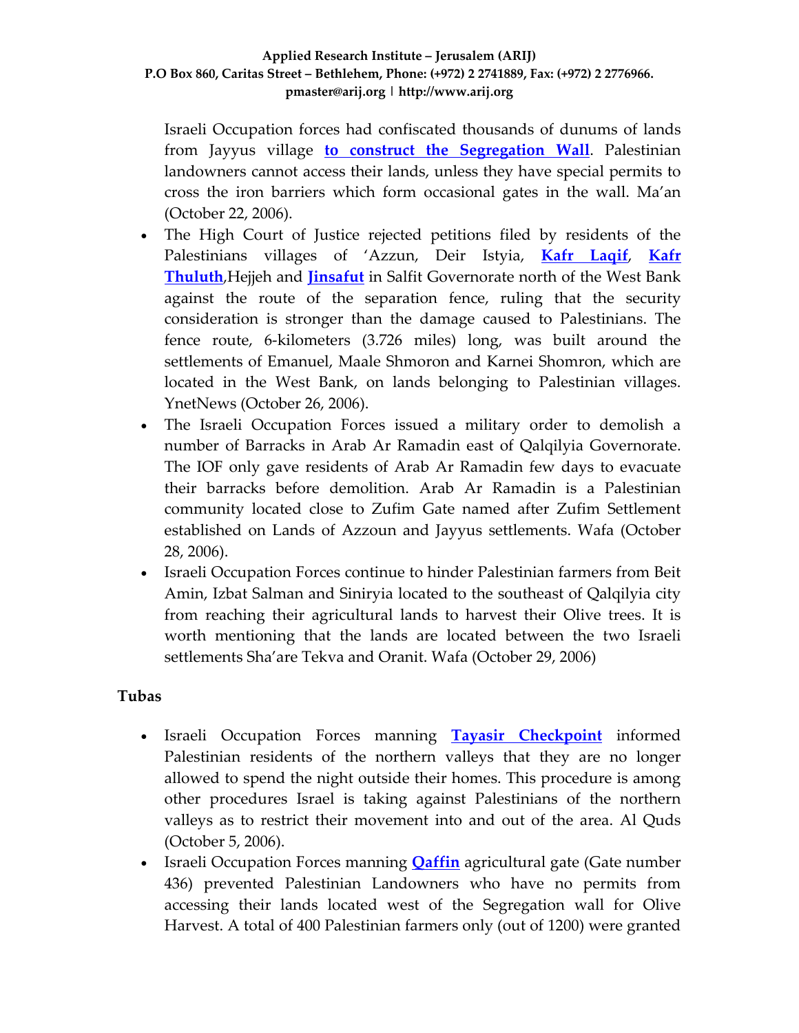Israeli Occupation forces had confiscated thousands of dunums of lands from Jayyus village **to construct the Segregation Wall**. Palestinian landowners cannot access their lands, unless they have special permits to cross the iron barriers which form occasional gates in the wall. Ma'an (October 22, 2006).

- The High Court of Justice rejected petitions filed by residents of the Palestinians villages of 'Azzun, Deir Istyia, **Kafr Laqif**, **Kafr Thuluth**,Hejjeh and **Jinsafut** in Salfit Governorate north of the West Bank against the route of the separation fence, ruling that the security consideration is stronger than the damage caused to Palestinians. The fence route, 6-kilometers (3.726 miles) long, was built around the settlements of Emanuel, Maale Shmoron and Karnei Shomron, which are located in the West Bank, on lands belonging to Palestinian villages. YnetNews (October 26, 2006).
- The Israeli Occupation Forces issued a military order to demolish a number of Barracks in Arab Ar Ramadin east of Qalqilyia Governorate. The IOF only gave residents of Arab Ar Ramadin few days to evacuate their barracks before demolition. Arab Ar Ramadin is a Palestinian community located close to Zufim Gate named after Zufim Settlement established on Lands of Azzoun and Jayyus settlements. Wafa (October 28, 2006).
- Israeli Occupation Forces continue to hinder Palestinian farmers from Beit Amin, Izbat Salman and Siniryia located to the southeast of Qalqilyia city from reaching their agricultural lands to harvest their Olive trees. It is worth mentioning that the lands are located between the two Israeli settlements Sha'are Tekva and Oranit. Wafa (October 29, 2006)

## Tubas

- Israeli Occupation Forces manning **Tayasir Checkpoint** informed Palestinian residents of the northern valleys that they are no longer allowed to spend the night outside their homes. This procedure is among other procedures Israel is taking against Palestinians of the northern valleys as to restrict their movement into and out of the area. Al Quds (October 5, 2006).
- Israeli Occupation Forces manning **Qaffin** agricultural gate (Gate number 436) prevented Palestinian Landowners who have no permits from accessing their lands located west of the Segregation wall for Olive Harvest. A total of 400 Palestinian farmers only (out of 1200) were granted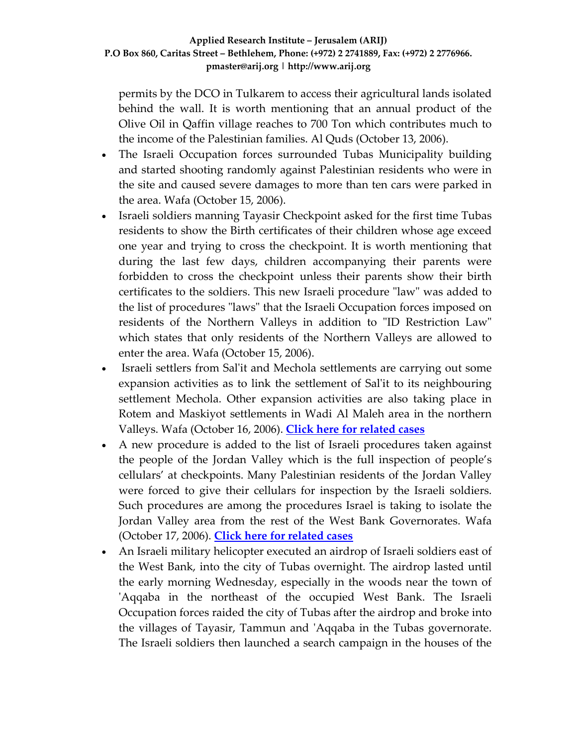permits by the DCO in Tulkarem to access their agricultural lands isolated behind the wall. It is worth mentioning that an annual product of the Olive Oil in Qaffin village reaches to 700 Ton which contributes much to the income of the Palestinian families. Al Quds (October 13, 2006).

- The Israeli Occupation forces surrounded Tubas Municipality building and started shooting randomly against Palestinian residents who were in the site and caused severe damages to more than ten cars were parked in the area. Wafa (October 15, 2006).
- Israeli soldiers manning Tayasir Checkpoint asked for the first time Tubas residents to show the Birth certificates of their children whose age exceed one year and trying to cross the checkpoint. It is worth mentioning that during the last few days, children accompanying their parents were forbidden to cross the checkpoint unless their parents show their birth certificates to the soldiers. This new Israeli procedure "law" was added to the list of procedures "laws" that the Israeli Occupation forces imposed on residents of the Northern Valleys in addition to "ID Restriction Law" which states that only residents of the Northern Valleys are allowed to enter the area. Wafa (October 15, 2006).
- Israeli settlers from Sal'it and Mechola settlements are carrying out some expansion activities as to link the settlement of Sal'it to its neighbouring settlement Mechola. Other expansion activities are also taking place in Rotem and Maskiyot settlements in Wadi Al Maleh area in the northern Valleys. Wafa (October 16, 2006). **Click here for related cases**
- A new procedure is added to the list of Israeli procedures taken against the people of the Jordan Valley which is the full inspection of people's cellulars' at checkpoints. Many Palestinian residents of the Jordan Valley were forced to give their cellulars for inspection by the Israeli soldiers. Such procedures are among the procedures Israel is taking to isolate the Jordan Valley area from the rest of the West Bank Governorates. Wafa (October 17, 2006). **Click here for related cases**
- An Israeli military helicopter executed an airdrop of Israeli soldiers east of the West Bank, into the city of Tubas overnight. The airdrop lasted until the early morning Wednesday, especially in the woods near the town of 'Aqqaba in the northeast of the occupied West Bank. The Israeli Occupation forces raided the city of Tubas after the airdrop and broke into the villages of Tayasir, Tammun and 'Aqqaba in the Tubas governorate. The Israeli soldiers then launched a search campaign in the houses of the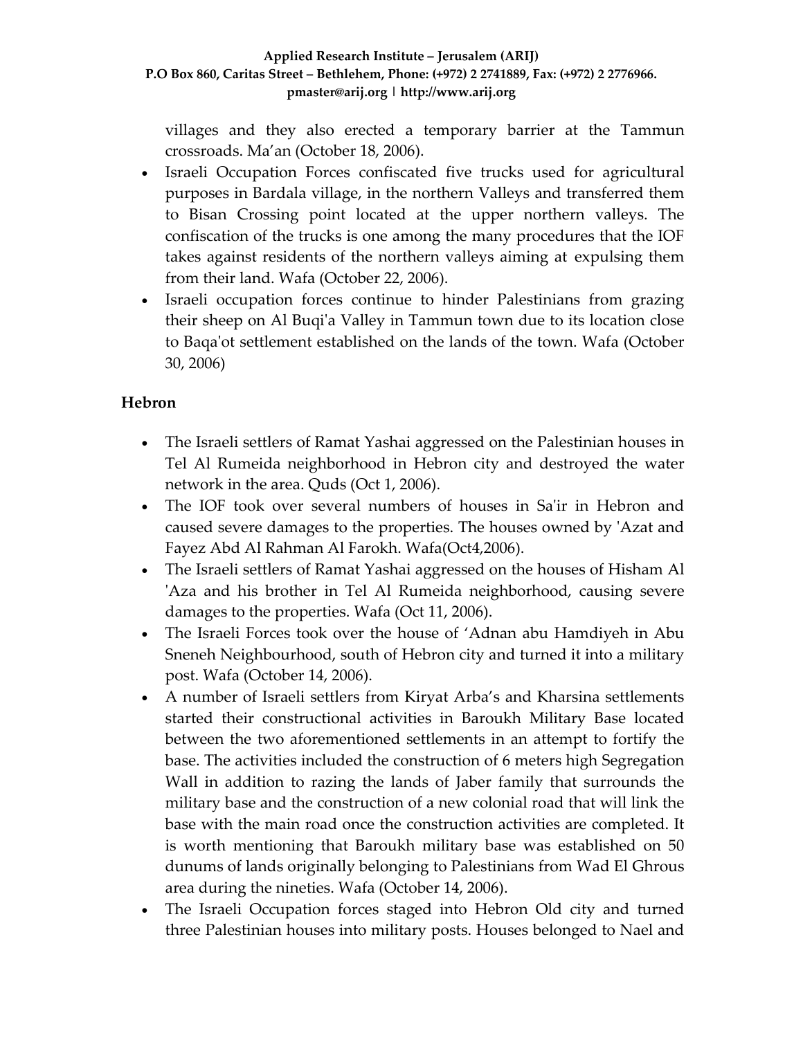villages and they also erected a temporary barrier at the Tammun crossroads. Ma'an (October 18, 2006).

- Israeli Occupation Forces confiscated five trucks used for agricultural purposes in Bardala village, in the northern Valleys and transferred them to Bisan Crossing point located at the upper northern valleys. The confiscation of the trucks is one among the many procedures that the IOF takes against residents of the northern valleys aiming at expulsing them from their land. Wafa (October 22, 2006).
- Israeli occupation forces continue to hinder Palestinians from grazing their sheep on Al Buqi'a Valley in Tammun town due to its location close to Baqa'ot settlement established on the lands of the town. Wafa (October 30, 2006)

## Hebron

- The Israeli settlers of Ramat Yashai aggressed on the Palestinian houses in Tel Al Rumeida neighborhood in Hebron city and destroyed the water network in the area. Quds (Oct 1, 2006).
- The IOF took over several numbers of houses in Sa'ir in Hebron and caused severe damages to the properties. The houses owned by 'Azat and Fayez Abd Al Rahman Al Farokh. Wafa(Oct4,2006).
- The Israeli settlers of Ramat Yashai aggressed on the houses of Hisham Al 'Aza and his brother in Tel Al Rumeida neighborhood, causing severe damages to the properties. Wafa (Oct 11, 2006).
- The Israeli Forces took over the house of 'Adnan abu Hamdiyeh in Abu Sneneh Neighbourhood, south of Hebron city and turned it into a military post. Wafa (October 14, 2006).
- A number of Israeli settlers from Kiryat Arba's and Kharsina settlements started their constructional activities in Baroukh Military Base located between the two aforementioned settlements in an attempt to fortify the base. The activities included the construction of 6 meters high Segregation Wall in addition to razing the lands of Jaber family that surrounds the military base and the construction of a new colonial road that will link the base with the main road once the construction activities are completed. It is worth mentioning that Baroukh military base was established on 50 dunums of lands originally belonging to Palestinians from Wad El Ghrous area during the nineties. Wafa (October 14, 2006).
- The Israeli Occupation forces staged into Hebron Old city and turned three Palestinian houses into military posts. Houses belonged to Nael and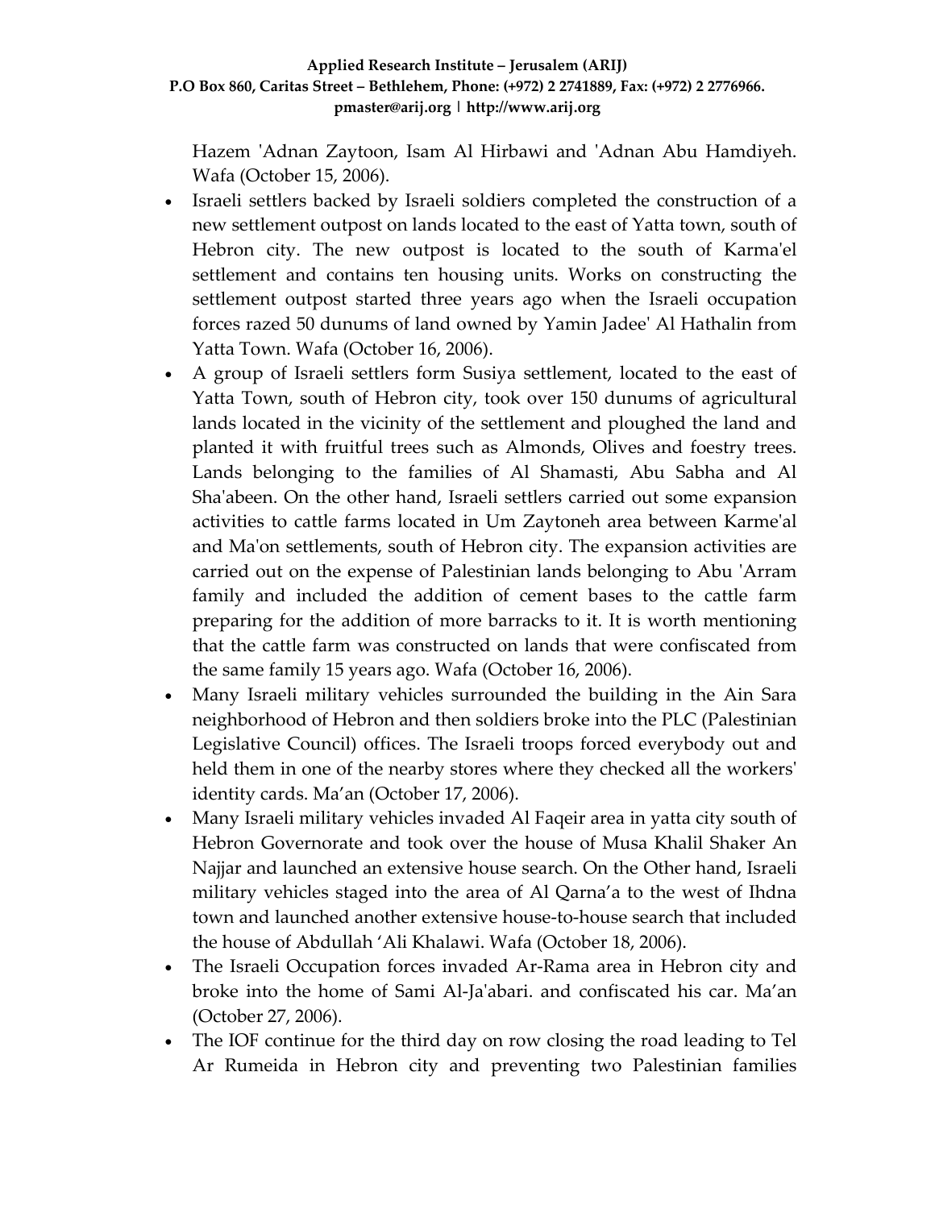Hazem 'Adnan Zaytoon, Isam Al Hirbawi and 'Adnan Abu Hamdiyeh. Wafa (October 15, 2006).

- Israeli settlers backed by Israeli soldiers completed the construction of a new settlement outpost on lands located to the east of Yatta town, south of Hebron city. The new outpost is located to the south of Karma'el settlement and contains ten housing units. Works on constructing the settlement outpost started three years ago when the Israeli occupation forces razed 50 dunums of land owned by Yamin Jadee' Al Hathalin from Yatta Town. Wafa (October 16, 2006).
- A group of Israeli settlers form Susiya settlement, located to the east of Yatta Town, south of Hebron city, took over 150 dunums of agricultural lands located in the vicinity of the settlement and ploughed the land and planted it with fruitful trees such as Almonds, Olives and foestry trees. Lands belonging to the families of Al Shamasti, Abu Sabha and Al Sha'abeen. On the other hand, Israeli settlers carried out some expansion activities to cattle farms located in Um Zaytoneh area between Karme'al and Ma'on settlements, south of Hebron city. The expansion activities are carried out on the expense of Palestinian lands belonging to Abu 'Arram family and included the addition of cement bases to the cattle farm preparing for the addition of more barracks to it. It is worth mentioning that the cattle farm was constructed on lands that were confiscated from the same family 15 years ago. Wafa (October 16, 2006).
- Many Israeli military vehicles surrounded the building in the Ain Sara neighborhood of Hebron and then soldiers broke into the PLC (Palestinian Legislative Council) offices. The Israeli troops forced everybody out and held them in one of the nearby stores where they checked all the workers' identity cards. Ma'an (October 17, 2006).
- Many Israeli military vehicles invaded Al Faqeir area in yatta city south of Hebron Governorate and took over the house of Musa Khalil Shaker An Najjar and launched an extensive house search. On the Other hand, Israeli military vehicles staged into the area of Al Qarna'a to the west of Ihdna town and launched another extensive house-to-house search that included the house of Abdullah 'Ali Khalawi. Wafa (October 18, 2006).
- The Israeli Occupation forces invaded Ar-Rama area in Hebron city and broke into the home of Sami Al-Ja'abari. and confiscated his car. Ma'an (October 27, 2006).
- The IOF continue for the third day on row closing the road leading to Tel Ar Rumeida in Hebron city and preventing two Palestinian families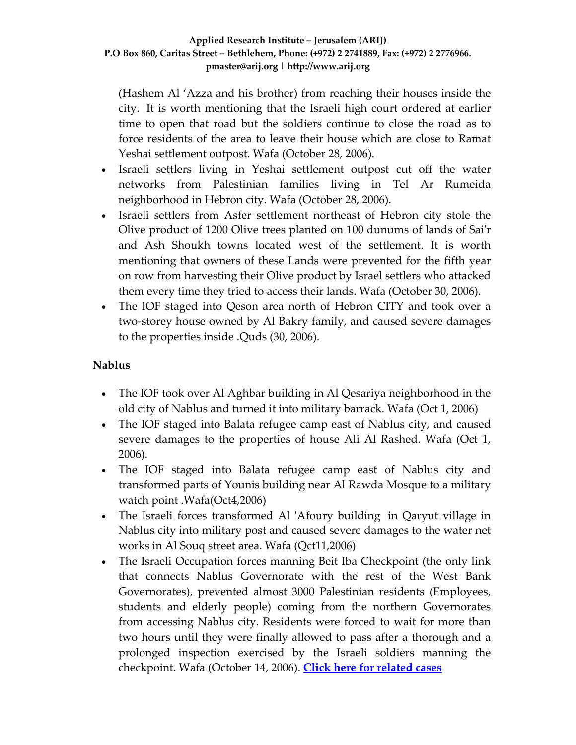(Hashem Al 'Azza and his brother) from reaching their houses inside the city. It is worth mentioning that the Israeli high court ordered at earlier time to open that road but the soldiers continue to close the road as to force residents of the area to leave their house which are close to Ramat Yeshai settlement outpost. Wafa (October 28, 2006).

- Israeli settlers living in Yeshai settlement outpost cut off the water networks from Palestinian families living in Tel Ar Rumeida neighborhood in Hebron city. Wafa (October 28, 2006).
- Israeli settlers from Asfer settlement northeast of Hebron city stole the Olive product of 1200 Olive trees planted on 100 dunums of lands of Sai'r and Ash Shoukh towns located west of the settlement. It is worth mentioning that owners of these Lands were prevented for the fifth year on row from harvesting their Olive product by Israel settlers who attacked them every time they tried to access their lands. Wafa (October 30, 2006).
- The IOF staged into Qeson area north of Hebron CITY and took over a two-storey house owned by Al Bakry family, and caused severe damages to the properties inside .Quds (30, 2006).

## Nablus

- The IOF took over Al Aghbar building in Al Qesariya neighborhood in the old city of Nablus and turned it into military barrack. Wafa (Oct 1, 2006)
- The IOF staged into Balata refugee camp east of Nablus city, and caused severe damages to the properties of house Ali Al Rashed. Wafa (Oct 1, 2006).
- The IOF staged into Balata refugee camp east of Nablus city and transformed parts of Younis building near Al Rawda Mosque to a military watch point .Wafa(Oct4,2006)
- The Israeli forces transformed Al 'Afoury building in Qaryut village in Nablus city into military post and caused severe damages to the water net works in Al Souq street area. Wafa (Qct11,2006)
- The Israeli Occupation forces manning Beit Iba Checkpoint (the only link that connects Nablus Governorate with the rest of the West Bank Governorates), prevented almost 3000 Palestinian residents (Employees, students and elderly people) coming from the northern Governorates from accessing Nablus city. Residents were forced to wait for more than two hours until they were finally allowed to pass after a thorough and a prolonged inspection exercised by the Israeli soldiers manning the checkpoint. Wafa (October 14, 2006). **Click here for related cases**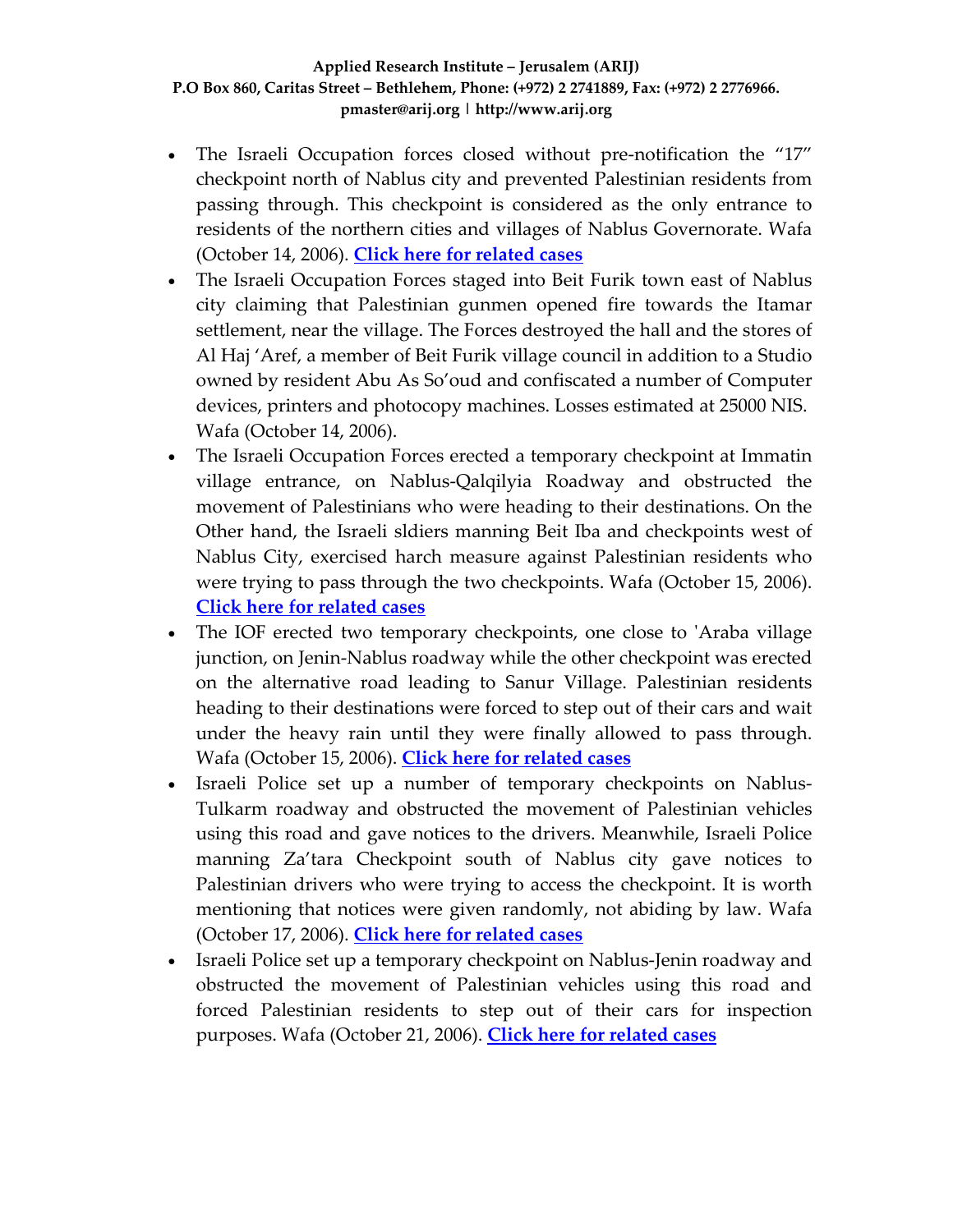- The Israeli Occupation forces closed without pre-notification the "17" checkpoint north of Nablus city and prevented Palestinian residents from passing through. This checkpoint is considered as the only entrance to residents of the northern cities and villages of Nablus Governorate. Wafa (October 14, 2006). **Click here for related cases**
- The Israeli Occupation Forces staged into Beit Furik town east of Nablus city claiming that Palestinian gunmen opened fire towards the Itamar settlement, near the village. The Forces destroyed the hall and the stores of Al Haj 'Aref, a member of Beit Furik village council in addition to a Studio owned by resident Abu As So'oud and confiscated a number of Computer devices, printers and photocopy machines. Losses estimated at 25000 NIS. Wafa (October 14, 2006).
- The Israeli Occupation Forces erected a temporary checkpoint at Immatin village entrance, on Nablus-Qalqilyia Roadway and obstructed the movement of Palestinians who were heading to their destinations. On the Other hand, the Israeli sldiers manning Beit Iba and checkpoints west of Nablus City, exercised harch measure against Palestinian residents who were trying to pass through the two checkpoints. Wafa (October 15, 2006). **Click here for related cases**
- The IOF erected two temporary checkpoints, one close to 'Araba village junction, on Jenin-Nablus roadway while the other checkpoint was erected on the alternative road leading to Sanur Village. Palestinian residents heading to their destinations were forced to step out of their cars and wait under the heavy rain until they were finally allowed to pass through. Wafa (October 15, 2006). **Click here for related cases**
- Israeli Police set up a number of temporary checkpoints on Nablus-Tulkarm roadway and obstructed the movement of Palestinian vehicles using this road and gave notices to the drivers. Meanwhile, Israeli Police manning Za'tara Checkpoint south of Nablus city gave notices to Palestinian drivers who were trying to access the checkpoint. It is worth mentioning that notices were given randomly, not abiding by law. Wafa (October 17, 2006). **Click here for related cases**
- Israeli Police set up a temporary checkpoint on Nablus-Jenin roadway and obstructed the movement of Palestinian vehicles using this road and forced Palestinian residents to step out of their cars for inspection purposes. Wafa (October 21, 2006). **Click here for related cases**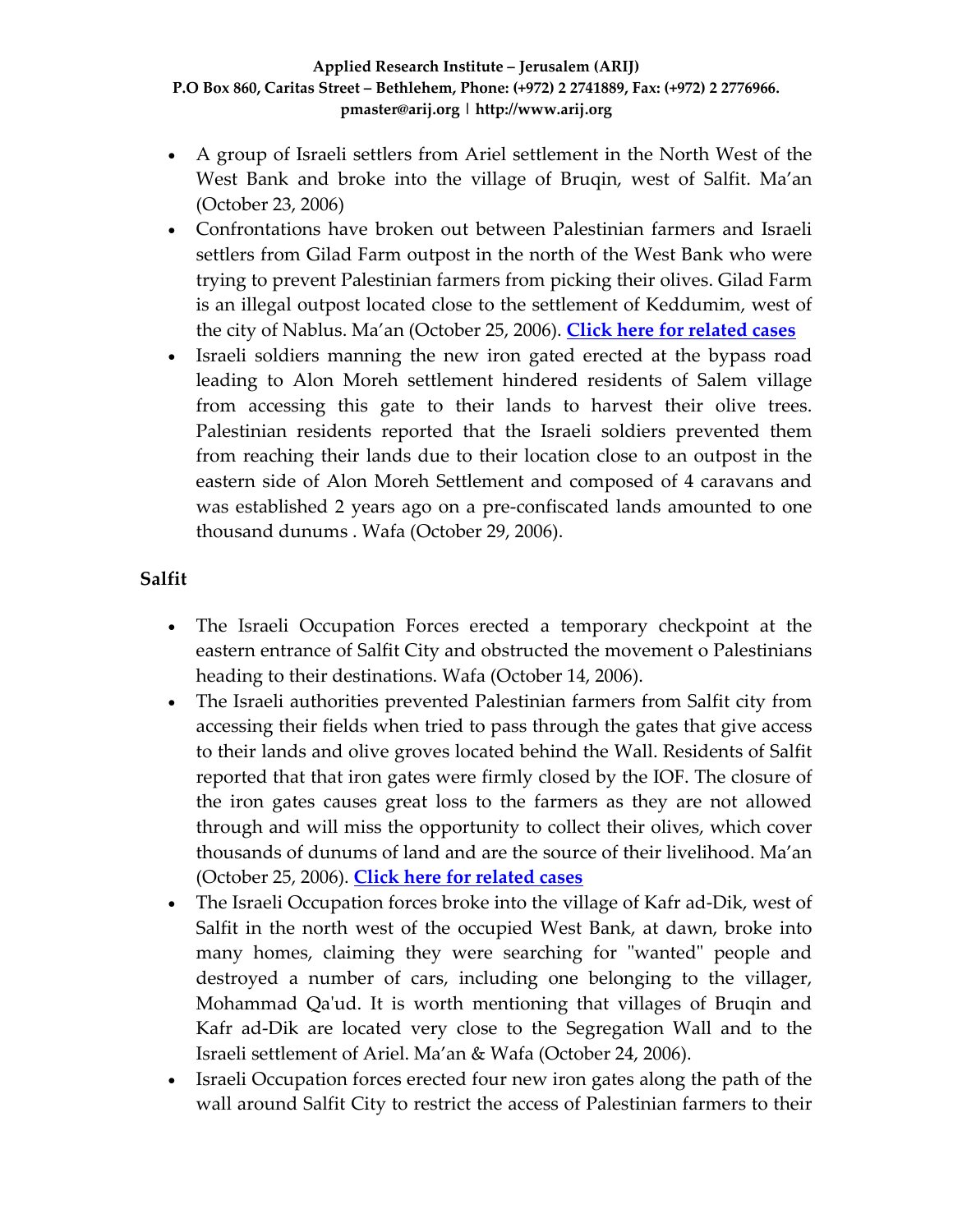- A group of Israeli settlers from Ariel settlement in the North West of the West Bank and broke into the village of Bruqin, west of Salfit. Ma'an (October 23, 2006)
- Confrontations have broken out between Palestinian farmers and Israeli settlers from Gilad Farm outpost in the north of the West Bank who were trying to prevent Palestinian farmers from picking their olives. Gilad Farm is an illegal outpost located close to the settlement of Keddumim, west of the city of Nablus. Ma'an (October 25, 2006). **Click here for related cases**
- Israeli soldiers manning the new iron gated erected at the bypass road leading to Alon Moreh settlement hindered residents of Salem village from accessing this gate to their lands to harvest their olive trees. Palestinian residents reported that the Israeli soldiers prevented them from reaching their lands due to their location close to an outpost in the eastern side of Alon Moreh Settlement and composed of 4 caravans and was established 2 years ago on a pre-confiscated lands amounted to one thousand dunums . Wafa (October 29, 2006).

## Salfit

- The Israeli Occupation Forces erected a temporary checkpoint at the eastern entrance of Salfit City and obstructed the movement o Palestinians heading to their destinations. Wafa (October 14, 2006).
- The Israeli authorities prevented Palestinian farmers from Salfit city from accessing their fields when tried to pass through the gates that give access to their lands and olive groves located behind the Wall. Residents of Salfit reported that that iron gates were firmly closed by the IOF. The closure of the iron gates causes great loss to the farmers as they are not allowed through and will miss the opportunity to collect their olives, which cover thousands of dunums of land and are the source of their livelihood. Ma'an (October 25, 2006). **Click here for related cases**
- The Israeli Occupation forces broke into the village of Kafr ad-Dik, west of Salfit in the north west of the occupied West Bank, at dawn, broke into many homes, claiming they were searching for "wanted" people and destroyed a number of cars, including one belonging to the villager, Mohammad Qa'ud. It is worth mentioning that villages of Bruqin and Kafr ad-Dik are located very close to the Segregation Wall and to the Israeli settlement of Ariel. Ma'an & Wafa (October 24, 2006).
- Israeli Occupation forces erected four new iron gates along the path of the wall around Salfit City to restrict the access of Palestinian farmers to their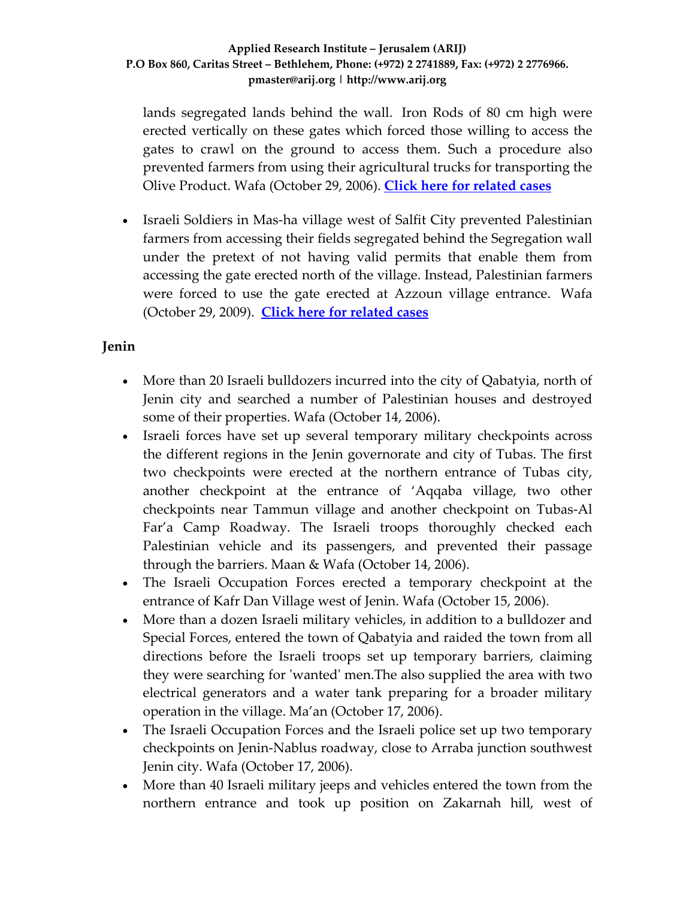lands segregated lands behind the wall. Iron Rods of 80 cm high were erected vertically on these gates which forced those willing to access the gates to crawl on the ground to access them. Such a procedure also prevented farmers from using their agricultural trucks for transporting the Olive Product. Wafa (October 29, 2006). **Click here for related cases**

- Israeli Soldiers in Mas-ha village west of Salfit City prevented Palestinian farmers from accessing their fields segregated behind the Segregation wall under the pretext of not having valid permits that enable them from accessing the gate erected north of the village. Instead, Palestinian farmers were forced to use the gate erected at Azzoun village entrance. Wafa (October 29, 2009). **Click here for related cases**

**Jenin**

- More than 20 Israeli bulldozers incurred into the city of Qabatyia, north of Jenin city and searched a number of Palestinian houses and destroyed some of their properties. Wafa (October 14, 2006).
- Israeli forces have set up several temporary military checkpoints across the different regions in the Jenin governorate and city of Tubas. The first two checkpoints were erected at the northern entrance of Tubas city, another checkpoint at the entrance of 'Aqqaba village, two other checkpoints near Tammun village and another checkpoint on Tubas-Al Far'a Camp Roadway. The Israeli troops thoroughly checked each Palestinian vehicle and its passengers, and prevented their passage through the barriers. Maan & Wafa (October 14, 2006).
- The Israeli Occupation Forces erected a temporary checkpoint at the entrance of Kafr Dan Village west of Jenin. Wafa (October 15, 2006).
- More than a dozen Israeli military vehicles, in addition to a bulldozer and Special Forces, entered the town of Qabatyia and raided the town from all directions before the Israeli troops set up temporary barriers, claiming they were searching for 'wanted' men.The also supplied the area with two electrical generators and a water tank preparing for a broader military operation in the village. Ma'an (October 17, 2006).
- The Israeli Occupation Forces and the Israeli police set up two temporary checkpoints on Jenin-Nablus roadway, close to Arraba junction southwest Jenin city. Wafa (October 17, 2006).
- More than 40 Israeli military jeeps and vehicles entered the town from the northern entrance and took up position on Zakarnah hill, west of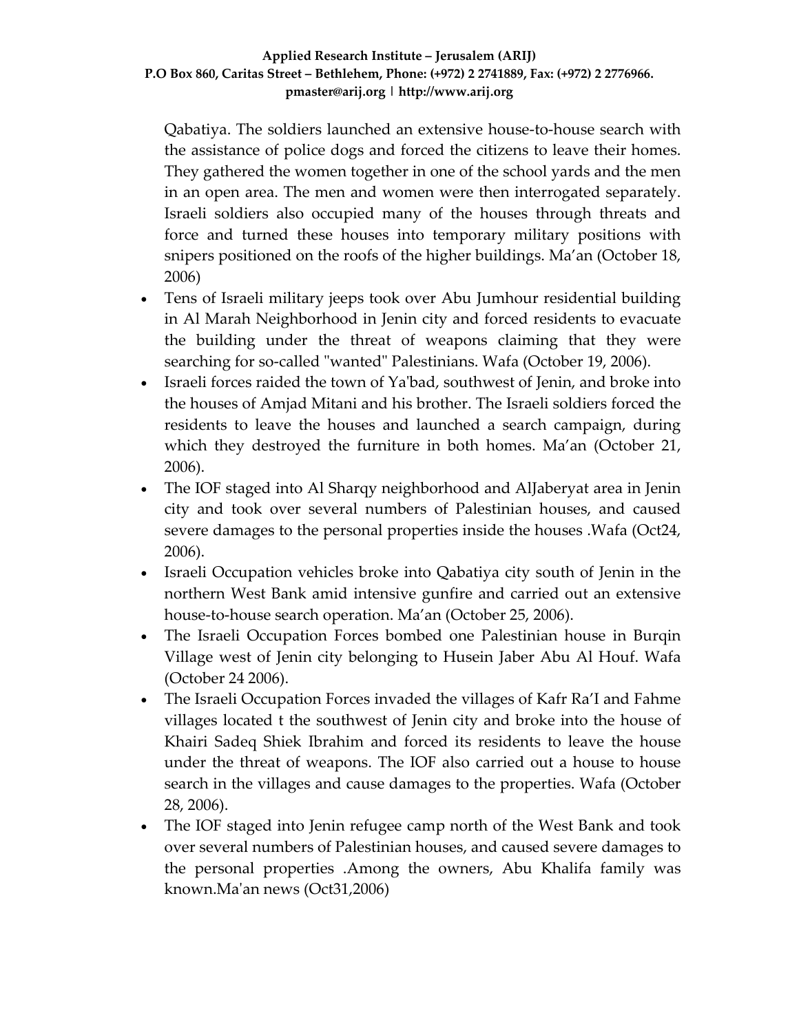Qabatiya. The soldiers launched an extensive house-to-house search with the assistance of police dogs and forced the citizens to leave their homes. They gathered the women together in one of the school yards and the men in an open area. The men and women were then interrogated separately. Israeli soldiers also occupied many of the houses through threats and force and turned these houses into temporary military positions with snipers positioned on the roofs of the higher buildings. Ma'an (October 18, 2006)

- Tens of Israeli military jeeps took over Abu Jumhour residential building in Al Marah Neighborhood in Jenin city and forced residents to evacuate the building under the threat of weapons claiming that they were searching for so-called "wanted" Palestinians. Wafa (October 19, 2006).
- Israeli forces raided the town of Ya'bad, southwest of Jenin, and broke into the houses of Amjad Mitani and his brother. The Israeli soldiers forced the residents to leave the houses and launched a search campaign, during which they destroyed the furniture in both homes. Ma'an (October 21, 2006).
- The IOF staged into Al Sharqy neighborhood and AlJaberyat area in Jenin city and took over several numbers of Palestinian houses, and caused severe damages to the personal properties inside the houses .Wafa (Oct24, 2006).
- Israeli Occupation vehicles broke into Qabatiya city south of Jenin in the northern West Bank amid intensive gunfire and carried out an extensive house-to-house search operation. Ma'an (October 25, 2006).
- The Israeli Occupation Forces bombed one Palestinian house in Burqin Village west of Jenin city belonging to Husein Jaber Abu Al Houf. Wafa (October 24 2006).
- The Israeli Occupation Forces invaded the villages of Kafr Ra'I and Fahme villages located t the southwest of Jenin city and broke into the house of Khairi Sadeq Shiek Ibrahim and forced its residents to leave the house under the threat of weapons. The IOF also carried out a house to house search in the villages and cause damages to the properties. Wafa (October 28, 2006).
- The IOF staged into Jenin refugee camp north of the West Bank and took over several numbers of Palestinian houses, and caused severe damages to the personal properties .Among the owners, Abu Khalifa family was known.Ma'an news (Oct31,2006)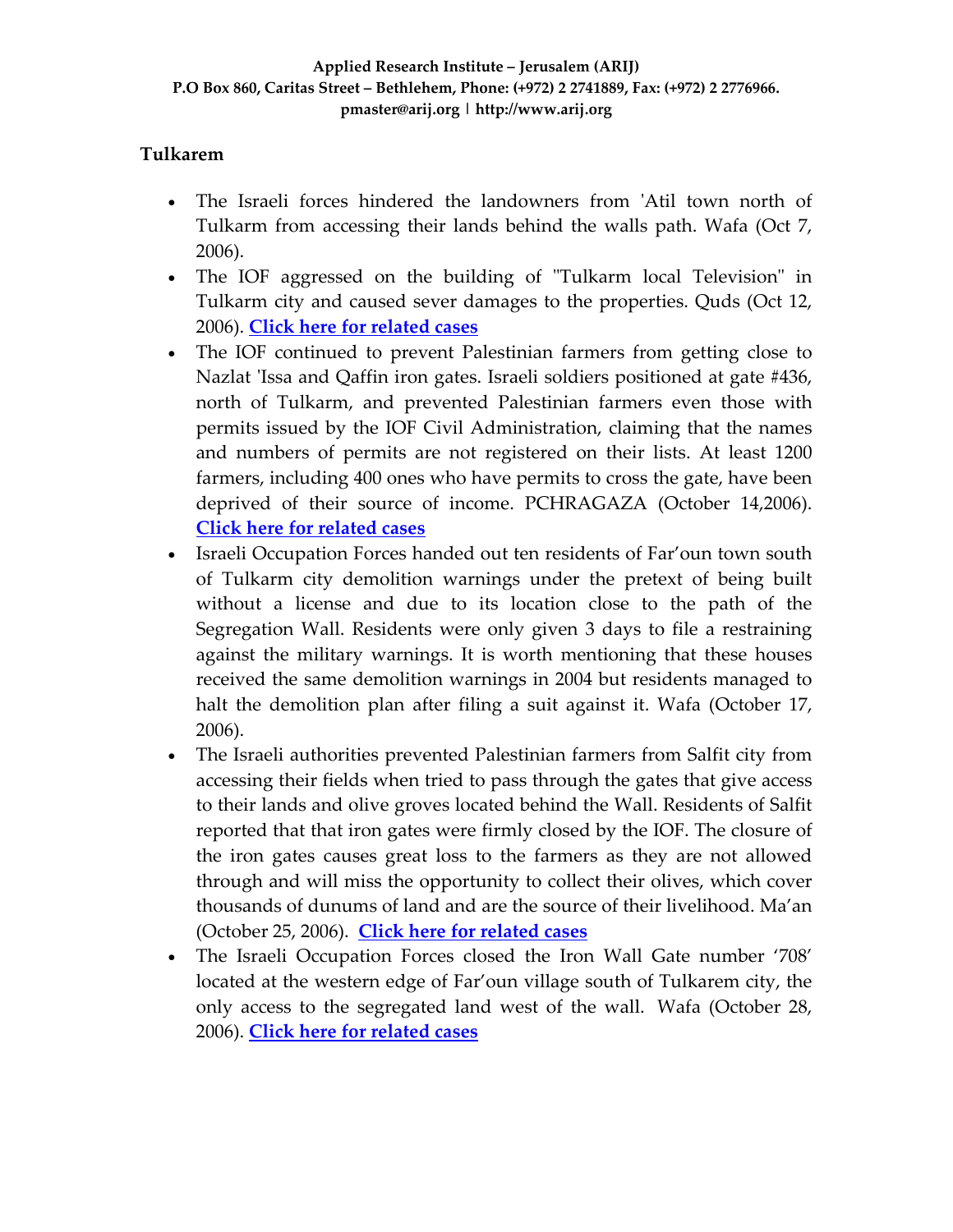## Tulkarem

- The Israeli forces hindered the landowners from 'Atil town north of Tulkarm from accessing their lands behind the walls path. Wafa (Oct 7, 2006).
- The IOF aggressed on the building of "Tulkarm local Television" in Tulkarm city and caused sever damages to the properties. Quds (Oct 12, 2006). **Click here for related cases**
- The IOF continued to prevent Palestinian farmers from getting close to Nazlat 'Issa and Qaffin iron gates. Israeli soldiers positioned at gate #436, north of Tulkarm, and prevented Palestinian farmers even those with permits issued by the IOF Civil Administration, claiming that the names and numbers of permits are not registered on their lists. At least 1200 farmers, including 400 ones who have permits to cross the gate, have been deprived of their source of income. PCHRAGAZA (October 14,2006). **Click here for related cases**
- Israeli Occupation Forces handed out ten residents of Far'oun town south of Tulkarm city demolition warnings under the pretext of being built without a license and due to its location close to the path of the Segregation Wall. Residents were only given 3 days to file a restraining against the military warnings. It is worth mentioning that these houses received the same demolition warnings in 2004 but residents managed to halt the demolition plan after filing a suit against it. Wafa (October 17, 2006).
- The Israeli authorities prevented Palestinian farmers from Salfit city from accessing their fields when tried to pass through the gates that give access to their lands and olive groves located behind the Wall. Residents of Salfit reported that that iron gates were firmly closed by the IOF. The closure of the iron gates causes great loss to the farmers as they are not allowed through and will miss the opportunity to collect their olives, which cover thousands of dunums of land and are the source of their livelihood. Ma'an (October 25, 2006). **Click here for related cases**
- The Israeli Occupation Forces closed the Iron Wall Gate number '708' located at the western edge of Far'oun village south of Tulkarem city, the only access to the segregated land west of the wall. Wafa (October 28, 2006). **Click here for related cases**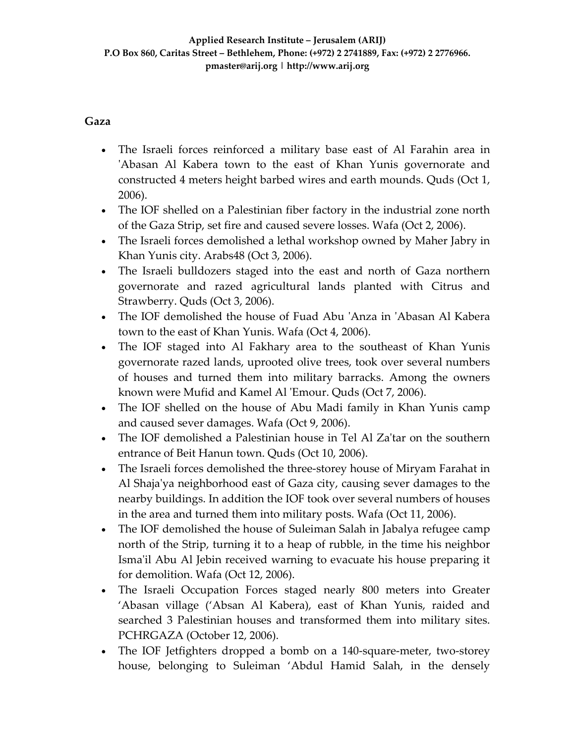## Gaza

- The Israeli forces reinforced a military base east of Al Farahin area in 'Abasan Al Kabera town to the east of Khan Yunis governorate and constructed 4 meters height barbed wires and earth mounds. Quds (Oct 1, 2006).
- The IOF shelled on a Palestinian fiber factory in the industrial zone north of the Gaza Strip, set fire and caused severe losses. Wafa (Oct 2, 2006).
- The Israeli forces demolished a lethal workshop owned by Maher Jabry in Khan Yunis city. Arabs48 (Oct 3, 2006).
- The Israeli bulldozers staged into the east and north of Gaza northern governorate and razed agricultural lands planted with Citrus and Strawberry. Quds (Oct 3, 2006).
- The IOF demolished the house of Fuad Abu 'Anza in 'Abasan Al Kabera town to the east of Khan Yunis. Wafa (Oct 4, 2006).
- The IOF staged into Al Fakhary area to the southeast of Khan Yunis governorate razed lands, uprooted olive trees, took over several numbers of houses and turned them into military barracks. Among the owners known were Mufid and Kamel Al 'Emour. Quds (Oct 7, 2006).
- The IOF shelled on the house of Abu Madi family in Khan Yunis camp and caused sever damages. Wafa (Oct 9, 2006).
- The IOF demolished a Palestinian house in Tel Al Za'tar on the southern entrance of Beit Hanun town. Quds (Oct 10, 2006).
- The Israeli forces demolished the three-storey house of Miryam Farahat in Al Shaja'ya neighborhood east of Gaza city, causing sever damages to the nearby buildings. In addition the IOF took over several numbers of houses in the area and turned them into military posts. Wafa (Oct 11, 2006).
- The IOF demolished the house of Suleiman Salah in Jabalya refugee camp north of the Strip, turning it to a heap of rubble, in the time his neighbor Isma'il Abu Al Jebin received warning to evacuate his house preparing it for demolition. Wafa (Oct 12, 2006).
- The Israeli Occupation Forces staged nearly 800 meters into Greater 'Abasan village ('Absan Al Kabera), east of Khan Yunis, raided and searched 3 Palestinian houses and transformed them into military sites. PCHRGAZA (October 12, 2006).
- The IOF Jetfighters dropped a bomb on a 140-square-meter, two-storey house, belonging to Suleiman 'Abdul Hamid Salah, in the densely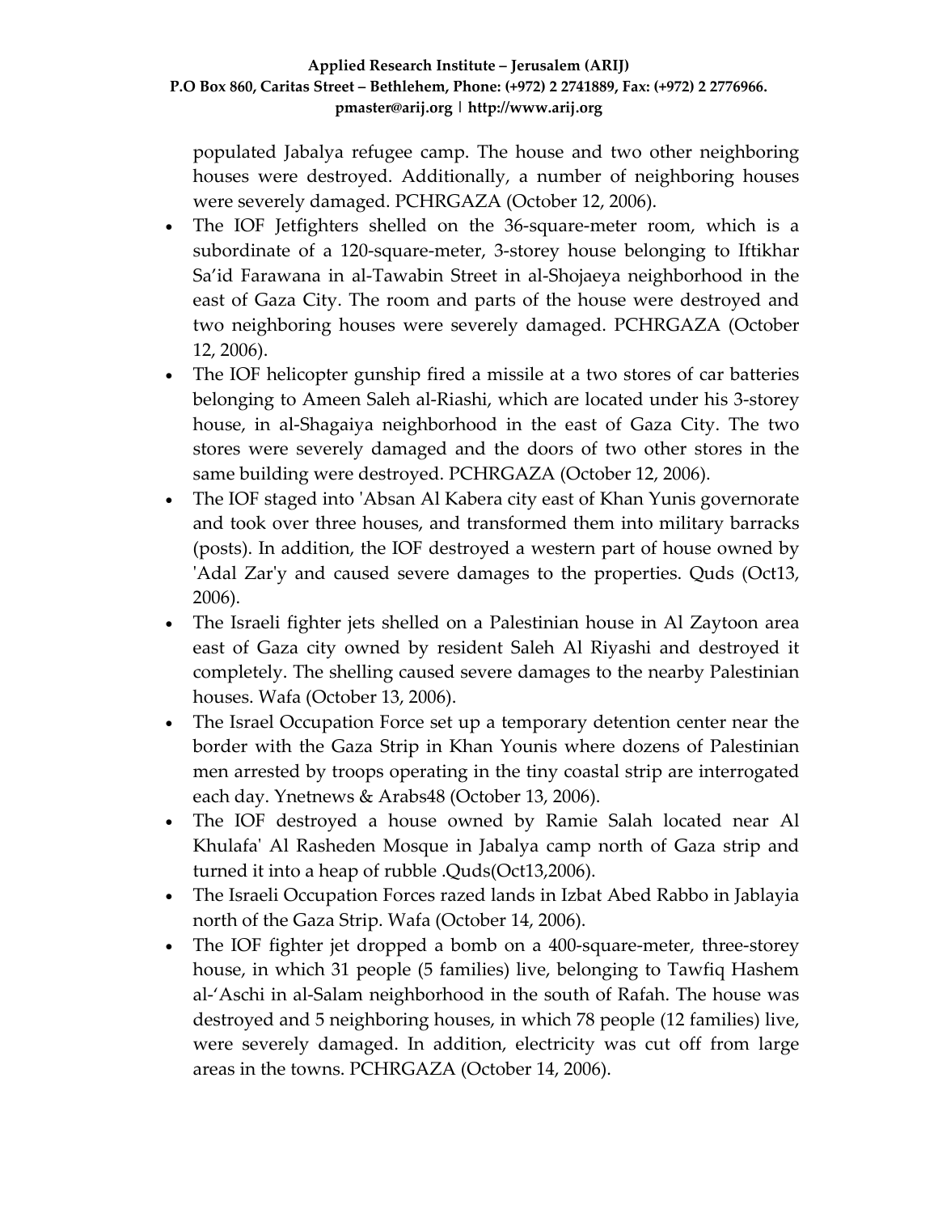populated Jabalya refugee camp. The house and two other neighboring houses were destroyed. Additionally, a number of neighboring houses were severely damaged. PCHRGAZA (October 12, 2006).

- The IOF Jetfighters shelled on the 36-square-meter room, which is a subordinate of a 120-square-meter, 3-storey house belonging to Iftikhar Sa'id Farawana in al-Tawabin Street in al-Shojaeya neighborhood in the east of Gaza City. The room and parts of the house were destroyed and two neighboring houses were severely damaged. PCHRGAZA (October 12, 2006).
- The IOF helicopter gunship fired a missile at a two stores of car batteries belonging to Ameen Saleh al-Riashi, which are located under his 3-storey house, in al-Shagaiya neighborhood in the east of Gaza City. The two stores were severely damaged and the doors of two other stores in the same building were destroyed. PCHRGAZA (October 12, 2006).
- The IOF staged into 'Absan Al Kabera city east of Khan Yunis governorate and took over three houses, and transformed them into military barracks (posts). In addition, the IOF destroyed a western part of house owned by 'Adal Zar'y and caused severe damages to the properties. Quds (Oct13, 2006).
- The Israeli fighter jets shelled on a Palestinian house in Al Zaytoon area east of Gaza city owned by resident Saleh Al Riyashi and destroyed it completely. The shelling caused severe damages to the nearby Palestinian houses. Wafa (October 13, 2006).
- The Israel Occupation Force set up a temporary detention center near the border with the Gaza Strip in Khan Younis where dozens of Palestinian men arrested by troops operating in the tiny coastal strip are interrogated each day. Ynetnews & Arabs48 (October 13, 2006).
- The IOF destroyed a house owned by Ramie Salah located near Al Khulafa' Al Rasheden Mosque in Jabalya camp north of Gaza strip and turned it into a heap of rubble .Quds(Oct13,2006).
- The Israeli Occupation Forces razed lands in Izbat Abed Rabbo in Jablayia north of the Gaza Strip. Wafa (October 14, 2006).
- The IOF fighter jet dropped a bomb on a 400-square-meter, three-storey house, in which 31 people (5 families) live, belonging to Tawfiq Hashem al-'Aschi in al-Salam neighborhood in the south of Rafah. The house was destroyed and 5 neighboring houses, in which 78 people (12 families) live, were severely damaged. In addition, electricity was cut off from large areas in the towns. PCHRGAZA (October 14, 2006).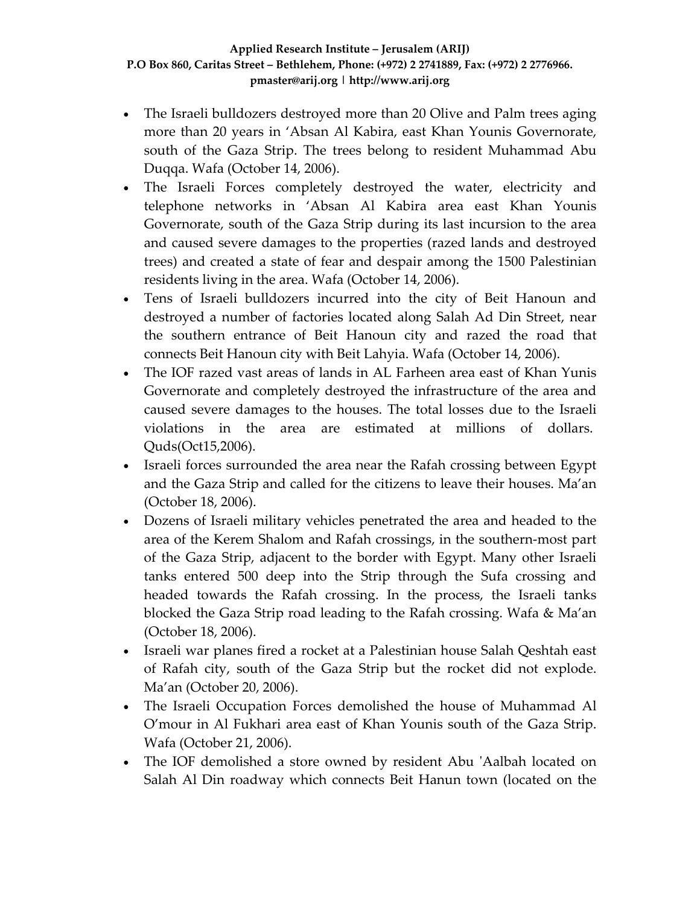- The Israeli bulldozers destroyed more than 20 Olive and Palm trees aging more than 20 years in 'Absan Al Kabira, east Khan Younis Governorate, south of the Gaza Strip. The trees belong to resident Muhammad Abu Duqqa. Wafa (October 14, 2006).
- The Israeli Forces completely destroyed the water, electricity and telephone networks in 'Absan Al Kabira area east Khan Younis Governorate, south of the Gaza Strip during its last incursion to the area and caused severe damages to the properties (razed lands and destroyed trees) and created a state of fear and despair among the 1500 Palestinian residents living in the area. Wafa (October 14, 2006).
- Tens of Israeli bulldozers incurred into the city of Beit Hanoun and destroyed a number of factories located along Salah Ad Din Street, near the southern entrance of Beit Hanoun city and razed the road that connects Beit Hanoun city with Beit Lahyia. Wafa (October 14, 2006).
- The IOF razed vast areas of lands in AL Farheen area east of Khan Yunis Governorate and completely destroyed the infrastructure of the area and caused severe damages to the houses. The total losses due to the Israeli violations in the area are estimated at millions of dollars. Quds(Oct15,2006).
- Israeli forces surrounded the area near the Rafah crossing between Egypt and the Gaza Strip and called for the citizens to leave their houses. Ma'an (October 18, 2006).
- Dozens of Israeli military vehicles penetrated the area and headed to the area of the Kerem Shalom and Rafah crossings, in the southern-most part of the Gaza Strip, adjacent to the border with Egypt. Many other Israeli tanks entered 500 deep into the Strip through the Sufa crossing and headed towards the Rafah crossing. In the process, the Israeli tanks blocked the Gaza Strip road leading to the Rafah crossing. Wafa & Ma'an (October 18, 2006).
- Israeli war planes fired a rocket at a Palestinian house Salah Qeshtah east of Rafah city, south of the Gaza Strip but the rocket did not explode. Ma'an (October 20, 2006).
- The Israeli Occupation Forces demolished the house of Muhammad Al O'mour in Al Fukhari area east of Khan Younis south of the Gaza Strip. Wafa (October 21, 2006).
- The IOF demolished a store owned by resident Abu 'Aalbah located on Salah Al Din roadway which connects Beit Hanun town (located on the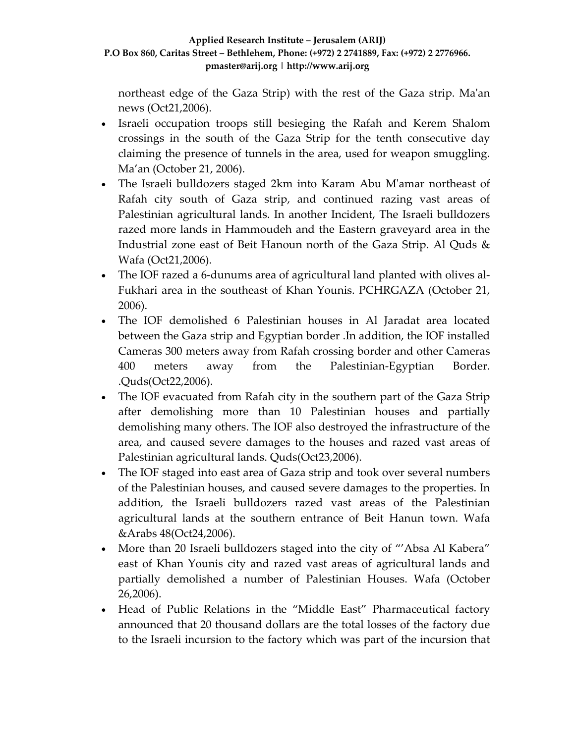northeast edge of the Gaza Strip) with the rest of the Gaza strip. Ma'an news (Oct21,2006).

- Israeli occupation troops still besieging the Rafah and Kerem Shalom crossings in the south of the Gaza Strip for the tenth consecutive day claiming the presence of tunnels in the area, used for weapon smuggling. Ma'an (October 21, 2006).
- The Israeli bulldozers staged 2km into Karam Abu M'amar northeast of Rafah city south of Gaza strip, and continued razing vast areas of Palestinian agricultural lands. In another Incident, The Israeli bulldozers razed more lands in Hammoudeh and the Eastern graveyard area in the Industrial zone east of Beit Hanoun north of the Gaza Strip. Al Quds & Wafa (Oct21,2006).
- The IOF razed a 6-dunums area of agricultural land planted with olives al-Fukhari area in the southeast of Khan Younis. PCHRGAZA (October 21, 2006).
- The IOF demolished 6 Palestinian houses in Al Jaradat area located between the Gaza strip and Egyptian border .In addition, the IOF installed Cameras 300 meters away from Rafah crossing border and other Cameras 400 meters away from the Palestinian-Egyptian Border. .Quds(Oct22,2006).
- The IOF evacuated from Rafah city in the southern part of the Gaza Strip after demolishing more than 10 Palestinian houses and partially demolishing many others. The IOF also destroyed the infrastructure of the area, and caused severe damages to the houses and razed vast areas of Palestinian agricultural lands. Quds(Oct23,2006).
- The IOF staged into east area of Gaza strip and took over several numbers of the Palestinian houses, and caused severe damages to the properties. In addition, the Israeli bulldozers razed vast areas of the Palestinian agricultural lands at the southern entrance of Beit Hanun town. Wafa &Arabs 48(Oct24,2006).
- More than 20 Israeli bulldozers staged into the city of "'Absa Al Kabera" east of Khan Younis city and razed vast areas of agricultural lands and partially demolished a number of Palestinian Houses. Wafa (October 26,2006).
- Head of Public Relations in the "Middle East" Pharmaceutical factory announced that 20 thousand dollars are the total losses of the factory due to the Israeli incursion to the factory which was part of the incursion that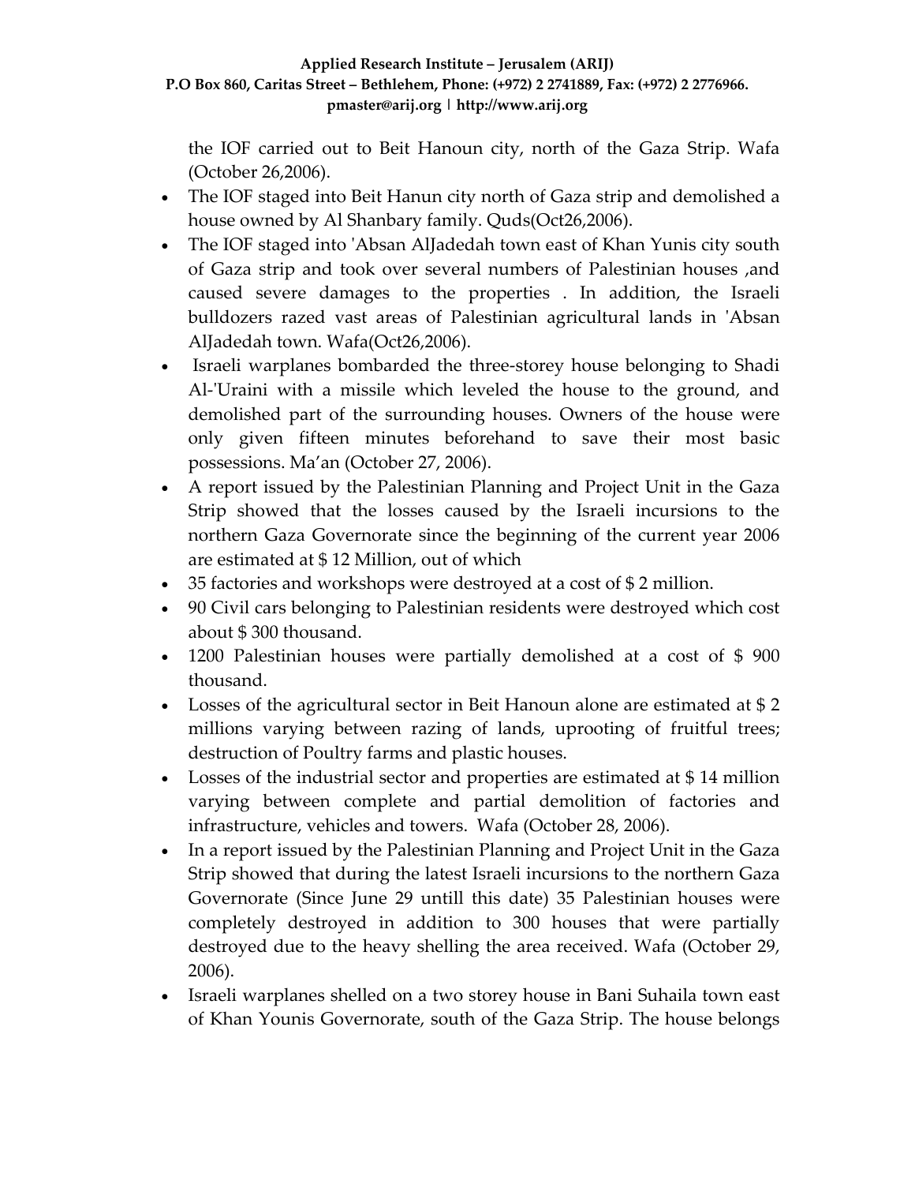the IOF carried out to Beit Hanoun city, north of the Gaza Strip. Wafa (October 26,2006).

- The IOF staged into Beit Hanun city north of Gaza strip and demolished a house owned by Al Shanbary family. Quds(Oct26,2006).
- The IOF staged into 'Absan AlJadedah town east of Khan Yunis city south of Gaza strip and took over several numbers of Palestinian houses ,and caused severe damages to the properties . In addition, the Israeli bulldozers razed vast areas of Palestinian agricultural lands in 'Absan AlJadedah town. Wafa(Oct26,2006).
- Israeli warplanes bombarded the three-storey house belonging to Shadi Al-'Uraini with a missile which leveled the house to the ground, and demolished part of the surrounding houses. Owners of the house were only given fifteen minutes beforehand to save their most basic possessions. Ma'an (October 27, 2006).
- A report issued by the Palestinian Planning and Project Unit in the Gaza Strip showed that the losses caused by the Israeli incursions to the northern Gaza Governorate since the beginning of the current year 2006 are estimated at $ 12 Million, out of which
- 35 factories and workshops were destroyed at a cost of $ 2 million.
- 90 Civil cars belonging to Palestinian residents were destroyed which cost about $ 300 thousand.
- 1200 Palestinian houses were partially demolished at a cost of $ 900 thousand.
- Losses of the agricultural sector in Beit Hanoun alone are estimated at $ 2 millions varying between razing of lands, uprooting of fruitful trees; destruction of Poultry farms and plastic houses.
- Losses of the industrial sector and properties are estimated at $ 14 million varying between complete and partial demolition of factories and infrastructure, vehicles and towers. Wafa (October 28, 2006).
- In a report issued by the Palestinian Planning and Project Unit in the Gaza Strip showed that during the latest Israeli incursions to the northern Gaza Governorate (Since June 29 untill this date) 35 Palestinian houses were completely destroyed in addition to 300 houses that were partially destroyed due to the heavy shelling the area received. Wafa (October 29, 2006).
- Israeli warplanes shelled on a two storey house in Bani Suhaila town east of Khan Younis Governorate, south of the Gaza Strip. The house belongs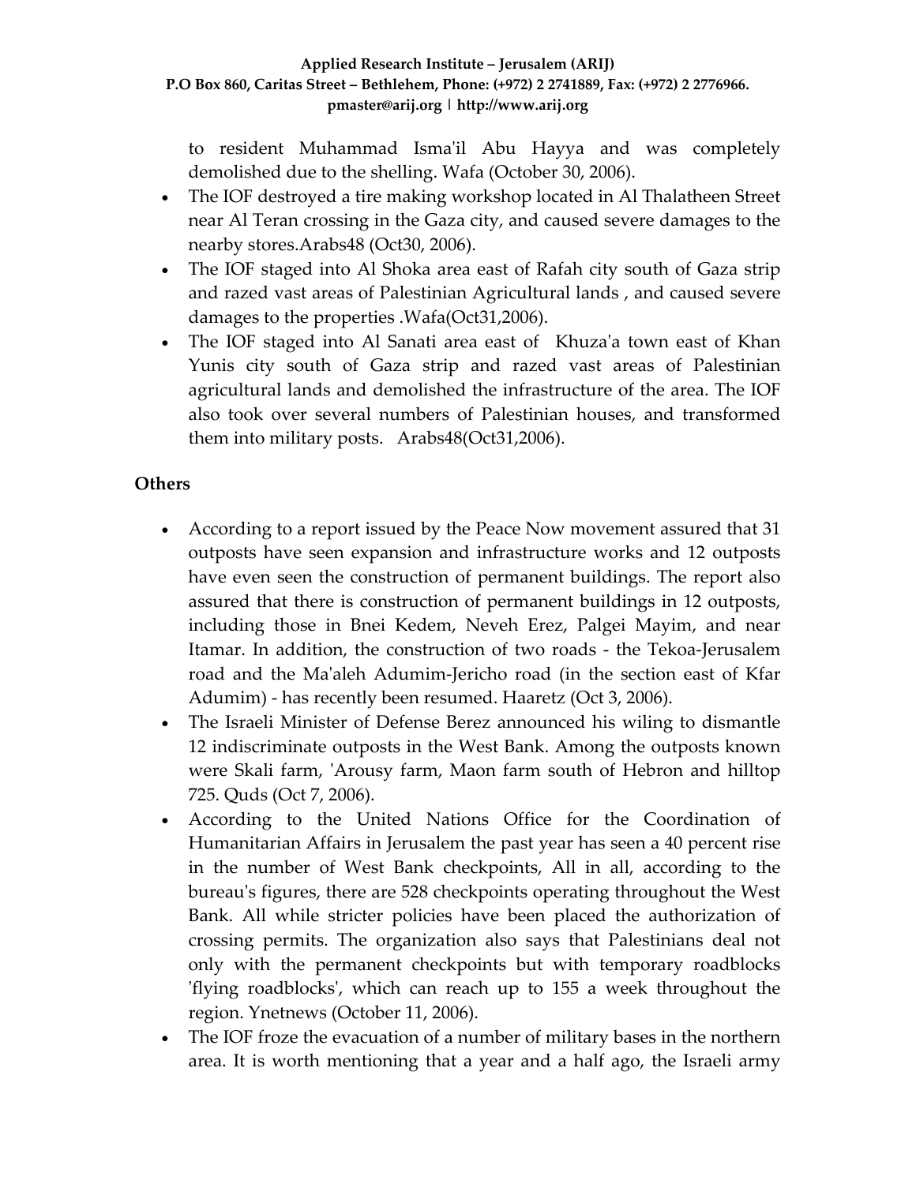to resident Muhammad Isma'il Abu Hayya and was completely demolished due to the shelling. Wafa (October 30, 2006).

- The IOF destroyed a tire making workshop located in Al Thalatheen Street near Al Teran crossing in the Gaza city, and caused severe damages to the nearby stores.Arabs48 (Oct30, 2006).
- The IOF staged into Al Shoka area east of Rafah city south of Gaza strip and razed vast areas of Palestinian Agricultural lands , and caused severe damages to the properties .Wafa(Oct31,2006).
- The IOF staged into Al Sanati area east of Khuza'a town east of Khan Yunis city south of Gaza strip and razed vast areas of Palestinian agricultural lands and demolished the infrastructure of the area. The IOF also took over several numbers of Palestinian houses, and transformed them into military posts. Arabs48(Oct31,2006).

**Others**

- According to a report issued by the Peace Now movement assured that 31 outposts have seen expansion and infrastructure works and 12 outposts have even seen the construction of permanent buildings. The report also assured that there is construction of permanent buildings in 12 outposts, including those in Bnei Kedem, Neveh Erez, Palgei Mayim, and near Itamar. In addition, the construction of two roads - the Tekoa-Jerusalem road and the Ma'aleh Adumim-Jericho road (in the section east of Kfar Adumim) - has recently been resumed. Haaretz (Oct 3, 2006).
- The Israeli Minister of Defense Berez announced his wiling to dismantle 12 indiscriminate outposts in the West Bank. Among the outposts known were Skali farm, 'Arousy farm, Maon farm south of Hebron and hilltop 725. Quds (Oct 7, 2006).
- According to the United Nations Office for the Coordination of Humanitarian Affairs in Jerusalem the past year has seen a 40 percent rise in the number of West Bank checkpoints, All in all, according to the bureau's figures, there are 528 checkpoints operating throughout the West Bank. All while stricter policies have been placed the authorization of crossing permits. The organization also says that Palestinians deal not only with the permanent checkpoints but with temporary roadblocks 'flying roadblocks', which can reach up to 155 a week throughout the region. Ynetnews (October 11, 2006).
- The IOF froze the evacuation of a number of military bases in the northern area. It is worth mentioning that a year and a half ago, the Israeli army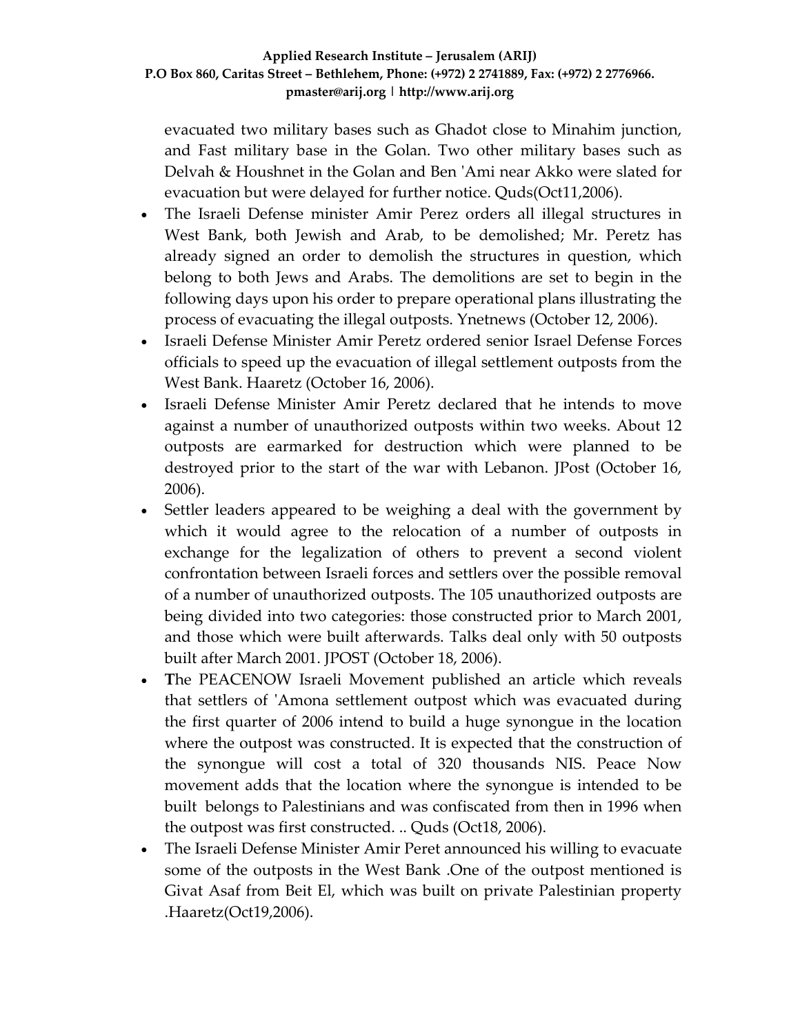evacuated two military bases such as Ghadot close to Minahim junction, and Fast military base in the Golan. Two other military bases such as Delvah & Houshnet in the Golan and Ben 'Ami near Akko were slated for evacuation but were delayed for further notice. Quds(Oct11,2006).

- The Israeli Defense minister Amir Perez orders all illegal structures in West Bank, both Jewish and Arab, to be demolished; Mr. Peretz has already signed an order to demolish the structures in question, which belong to both Jews and Arabs. The demolitions are set to begin in the following days upon his order to prepare operational plans illustrating the process of evacuating the illegal outposts. Ynetnews (October 12, 2006).
- Israeli Defense Minister Amir Peretz ordered senior Israel Defense Forces officials to speed up the evacuation of illegal settlement outposts from the West Bank. Haaretz (October 16, 2006).
- Israeli Defense Minister Amir Peretz declared that he intends to move against a number of unauthorized outposts within two weeks. About 12 outposts are earmarked for destruction which were planned to be destroyed prior to the start of the war with Lebanon. JPost (October 16, 2006).
- Settler leaders appeared to be weighing a deal with the government by which it would agree to the relocation of a number of outposts in exchange for the legalization of others to prevent a second violent confrontation between Israeli forces and settlers over the possible removal of a number of unauthorized outposts. The 105 unauthorized outposts are being divided into two categories: those constructed prior to March 2001, and those which were built afterwards. Talks deal only with 50 outposts built after March 2001. JPOST (October 18, 2006).
- **T**he PEACENOW Israeli Movement published an article which reveals that settlers of 'Amona settlement outpost which was evacuated during the first quarter of 2006 intend to build a huge synongue in the location where the outpost was constructed. It is expected that the construction of the synongue will cost a total of 320 thousands NIS. Peace Now movement adds that the location where the synongue is intended to be built belongs to Palestinians and was confiscated from then in 1996 when the outpost was first constructed. .. Quds (Oct18, 2006).
- The Israeli Defense Minister Amir Peret announced his willing to evacuate some of the outposts in the West Bank .One of the outpost mentioned is Givat Asaf from Beit El, which was built on private Palestinian property .Haaretz(Oct19,2006).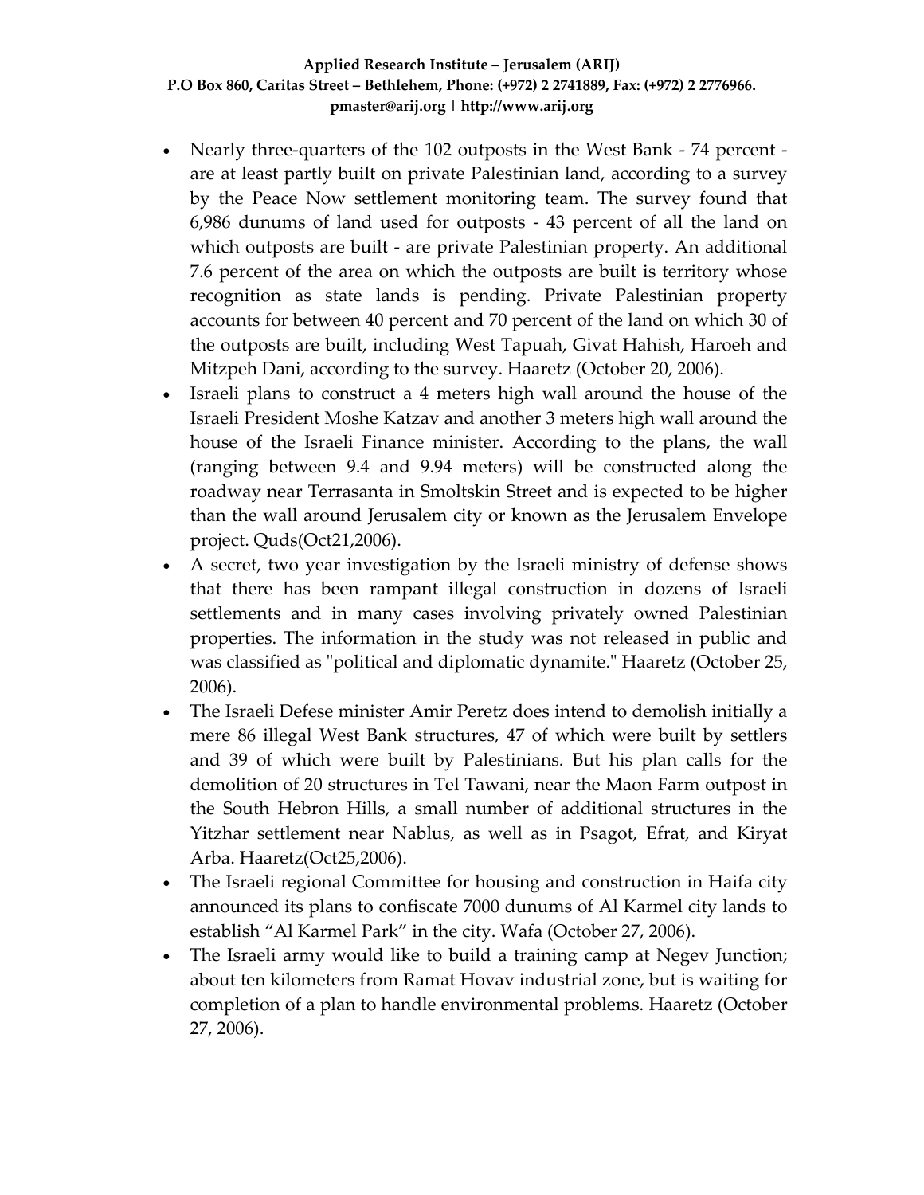- Nearly three-quarters of the 102 outposts in the West Bank - 74 percent - are at least partly built on private Palestinian land, according to a survey by the Peace Now settlement monitoring team. The survey found that 6,986 dunums of land used for outposts - 43 percent of all the land on which outposts are built - are private Palestinian property. An additional 7.6 percent of the area on which the outposts are built is territory whose recognition as state lands is pending. Private Palestinian property accounts for between 40 percent and 70 percent of the land on which 30 of the outposts are built, including West Tapuah, Givat Hahish, Haroeh and Mitzpeh Dani, according to the survey. Haaretz (October 20, 2006).
- Israeli plans to construct a 4 meters high wall around the house of the Israeli President Moshe Katzav and another 3 meters high wall around the house of the Israeli Finance minister. According to the plans, the wall (ranging between 9.4 and 9.94 meters) will be constructed along the roadway near Terrasanta in Smoltskin Street and is expected to be higher than the wall around Jerusalem city or known as the Jerusalem Envelope project. Quds(Oct21,2006).
- A secret, two year investigation by the Israeli ministry of defense shows that there has been rampant illegal construction in dozens of Israeli settlements and in many cases involving privately owned Palestinian properties. The information in the study was not released in public and was classified as "political and diplomatic dynamite." Haaretz (October 25, 2006).
- The Israeli Defese minister Amir Peretz does intend to demolish initially a mere 86 illegal West Bank structures, 47 of which were built by settlers and 39 of which were built by Palestinians. But his plan calls for the demolition of 20 structures in Tel Tawani, near the Maon Farm outpost in the South Hebron Hills, a small number of additional structures in the Yitzhar settlement near Nablus, as well as in Psagot, Efrat, and Kiryat Arba. Haaretz(Oct25,2006).
- The Israeli regional Committee for housing and construction in Haifa city announced its plans to confiscate 7000 dunums of Al Karmel city lands to establish "Al Karmel Park" in the city. Wafa (October 27, 2006).
- The Israeli army would like to build a training camp at Negev Junction; about ten kilometers from Ramat Hovav industrial zone, but is waiting for completion of a plan to handle environmental problems. Haaretz (October 27, 2006).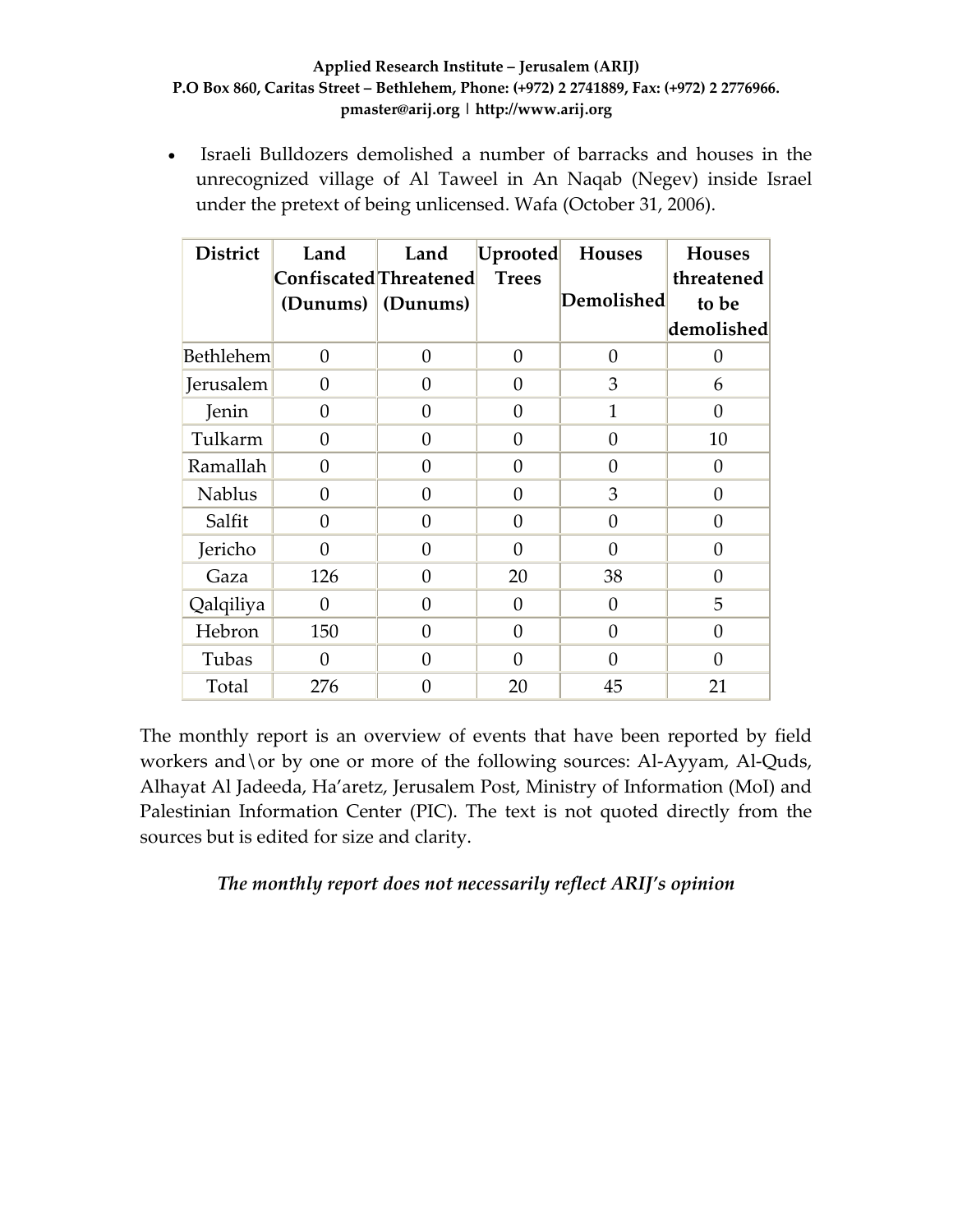- Israeli Bulldozers demolished a number of barracks and houses in the unrecognized village of Al Taweel in An Naqab (Negev) inside Israel under the pretext of being unlicensed. Wafa (October 31, 2006).

| District | Land Confiscated (Dunums) | Land Threatened (Dunums) | Uprooted Trees | Houses Demolished | Houses threatened to be demolished |
|---|---|---|---|---|---|
| Bethlehem | 0 | 0 | 0 | 0 | 0 |
| Jerusalem | 0 | 0 | 0 | 3 | 6 |
| Jenin | 0 | 0 | 0 | 1 | 0 |
| Tulkarm | 0 | 0 | 0 | 0 | 10 |
| Ramallah | 0 | 0 | 0 | 0 | 0 |
| Nablus | 0 | 0 | 0 | 3 | 0 |
| Salfit | 0 | 0 | 0 | 0 | 0 |
| Jericho | 0 | 0 | 0 | 0 | 0 |
| Gaza | 126 | 0 | 20 | 38 | 0 |
| Qalqiliya | 0 | 0 | 0 | 0 | 5 |
| Hebron | 150 | 0 | 0 | 0 | 0 |
| Tubas | 0 | 0 | 0 | 0 | 0 |
| Total | 276 | 0 | 20 | 45 | 21 |

The monthly report is an overview of events that have been reported by field workers and\or by one or more of the following sources: Al-Ayyam, Al-Quds, Alhayat Al Jadeeda, Ha'aretz, Jerusalem Post, Ministry of Information (MoI) and Palestinian Information Center (PIC). The text is not quoted directly from the sources but is edited for size and clarity.

***The monthly report does not necessarily reflect ARIJ's opinion***